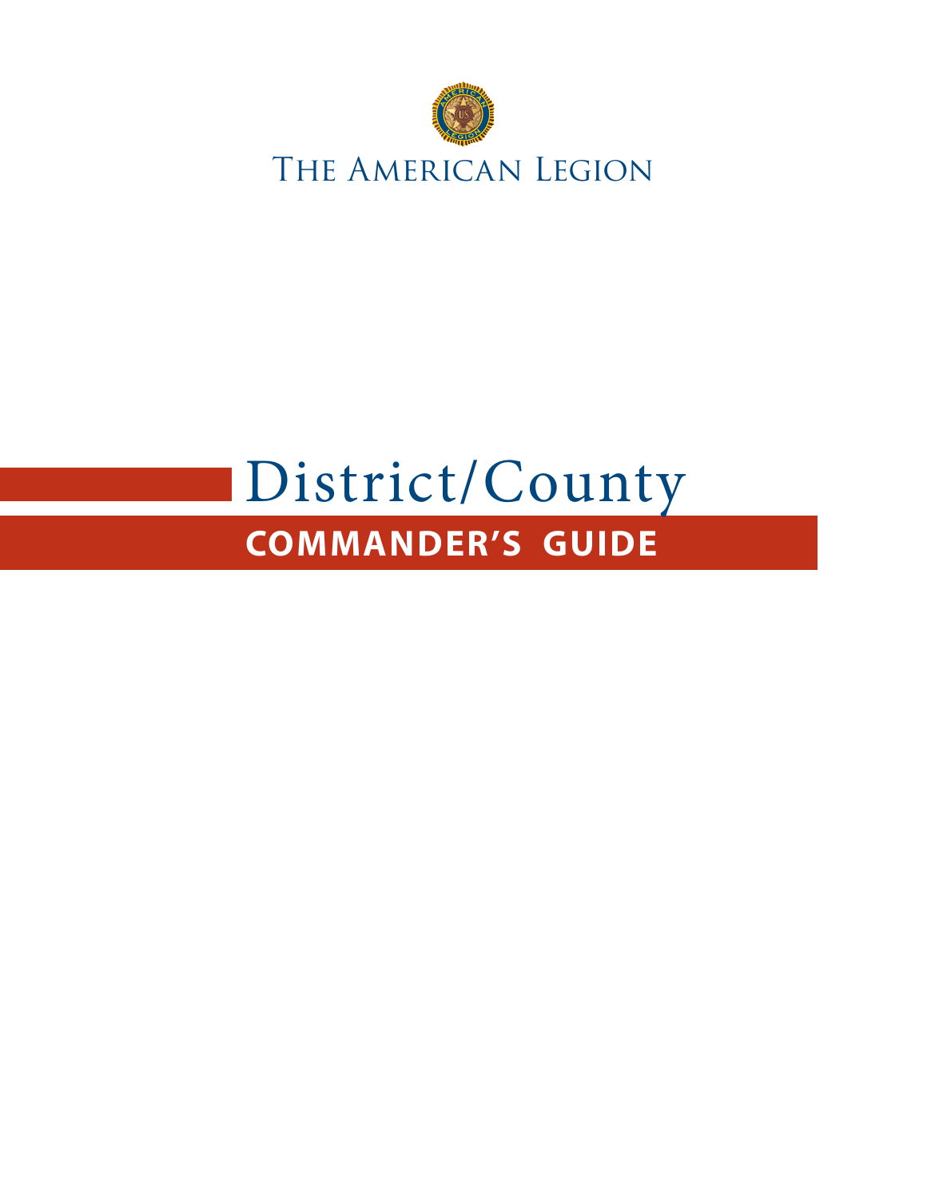THE AMERICAN LEGION

# District/County

## COMMANDER'S GUIDE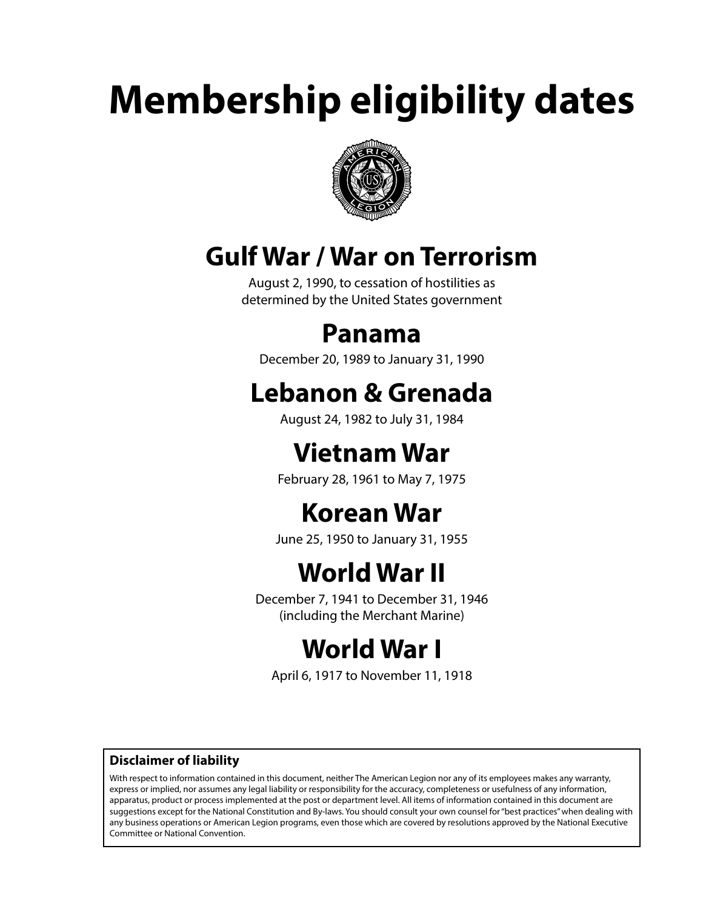# Membership eligibility dates

## Gulf War / War on Terrorism

August 2, 1990, to cessation of hostilities as determined by the United States government

## Panama

December 20, 1989 to January 31, 1990

## Lebanon & Grenada

August 24, 1982 to July 31, 1984

## Vietnam War

February 28, 1961 to May 7, 1975

## Korean War

June 25, 1950 to January 31, 1955

## World War II

December 7, 1941 to December 31, 1946 (including the Merchant Marine)

## World War I

April 6, 1917 to November 11, 1918

**Disclaimer of liability**

With respect to information contained in this document, neither The American Legion nor any of its employees makes any warranty, express or implied, nor assumes any legal liability or responsibility for the accuracy, completeness or usefulness of any information, apparatus, product or process implemented at the post or department level. All items of information contained in this document are suggestions except for the National Constitution and By-laws. You should consult your own counsel for "best practices" when dealing with any business operations or American Legion programs, even those which are covered by resolutions approved by the National Executive Committee or National Convention.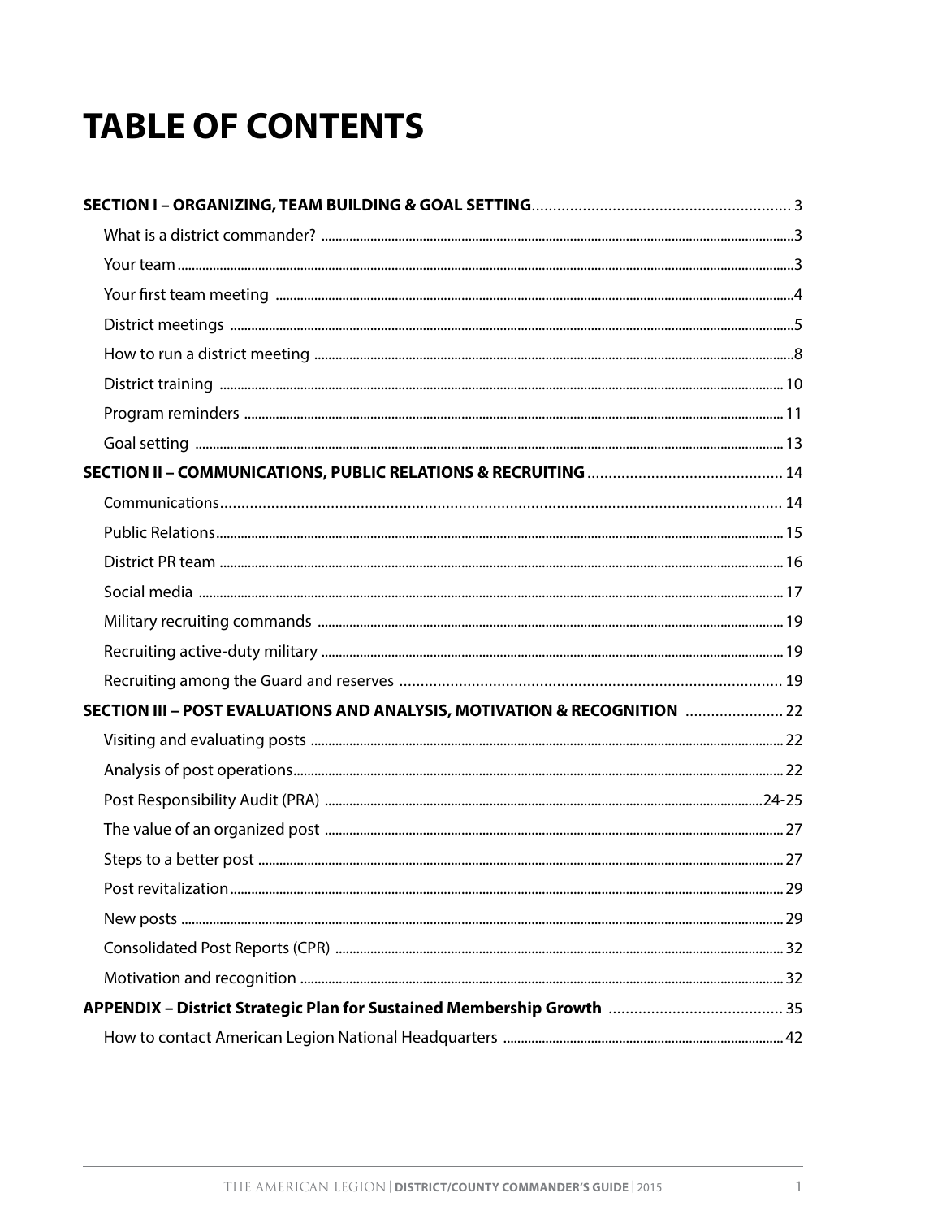# TABLE OF CONTENTS

**SECTION I – ORGANIZING, TEAM BUILDING & GOAL SETTING** ........ 3

- What is a district commander? ........ 3
- Your team ........ 3
- Your first team meeting ........ 4
- District meetings ........ 5
- How to run a district meeting ........ 8
- District training ........ 10
- Program reminders ........ 11
- Goal setting ........ 13

**SECTION II – COMMUNICATIONS, PUBLIC RELATIONS & RECRUITING** ........ 14

- Communications ........ 14
- Public Relations ........ 15
- District PR team ........ 16
- Social media ........ 17
- Military recruiting commands ........ 19
- Recruiting active-duty military ........ 19
- Recruiting among the Guard and reserves ........ 19

**SECTION III – POST EVALUATIONS AND ANALYSIS, MOTIVATION & RECOGNITION** ........ 22

- Visiting and evaluating posts ........ 22
- Analysis of post operations ........ 22
- Post Responsibility Audit (PRA) ........ 24-25
- The value of an organized post ........ 27
- Steps to a better post ........ 27
- Post revitalization ........ 29
- New posts ........ 29
- Consolidated Post Reports (CPR) ........ 32
- Motivation and recognition ........ 32

**APPENDIX – District Strategic Plan for Sustained Membership Growth** ........ 35

- How to contact American Legion National Headquarters ........ 42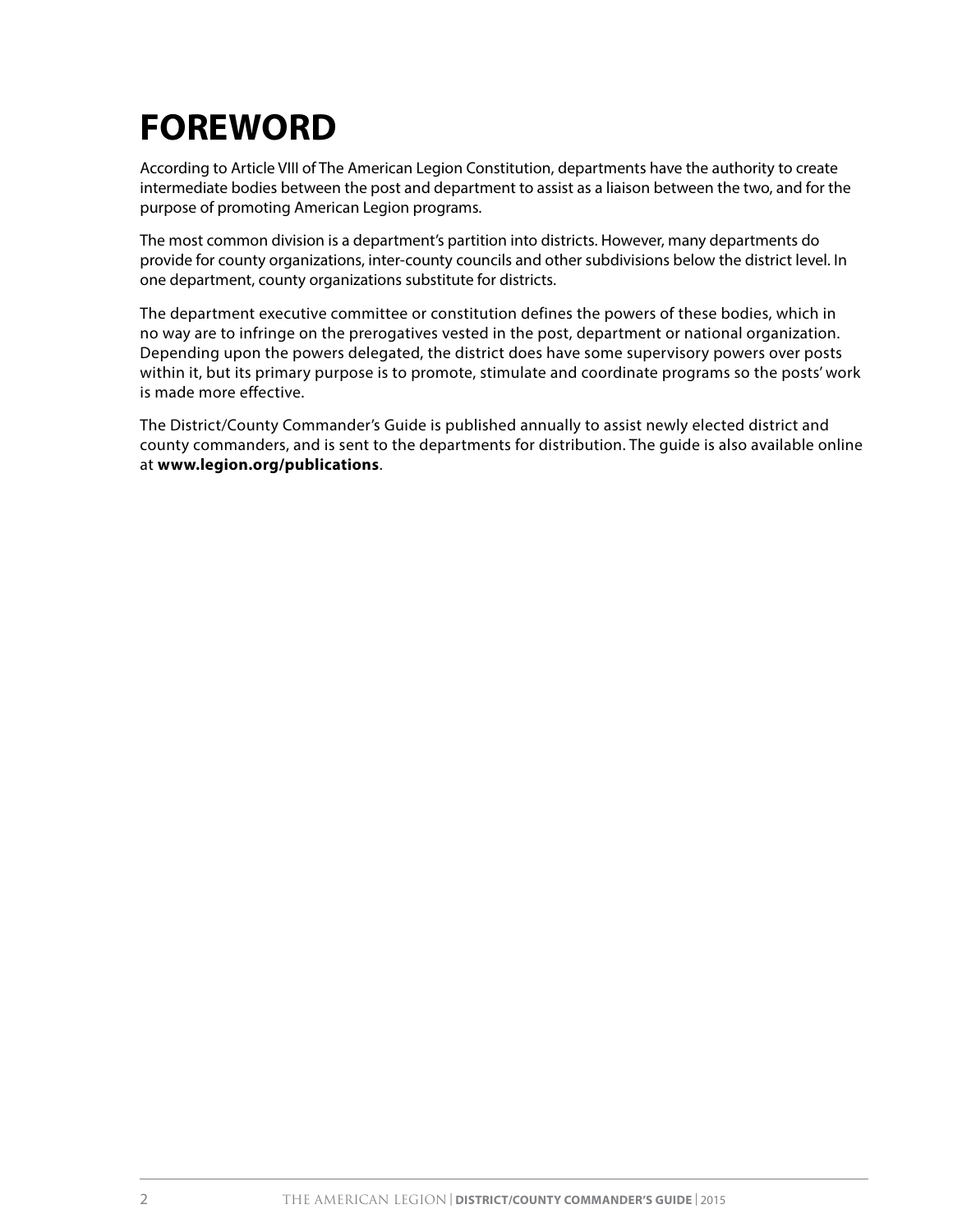# FOREWORD

According to Article VIII of The American Legion Constitution, departments have the authority to create intermediate bodies between the post and department to assist as a liaison between the two, and for the purpose of promoting American Legion programs.

The most common division is a department's partition into districts. However, many departments do provide for county organizations, inter-county councils and other subdivisions below the district level. In one department, county organizations substitute for districts.

The department executive committee or constitution defines the powers of these bodies, which in no way are to infringe on the prerogatives vested in the post, department or national organization. Depending upon the powers delegated, the district does have some supervisory powers over posts within it, but its primary purpose is to promote, stimulate and coordinate programs so the posts' work is made more effective.

The District/County Commander's Guide is published annually to assist newly elected district and county commanders, and is sent to the departments for distribution. The guide is also available online at **www.legion.org/publications**.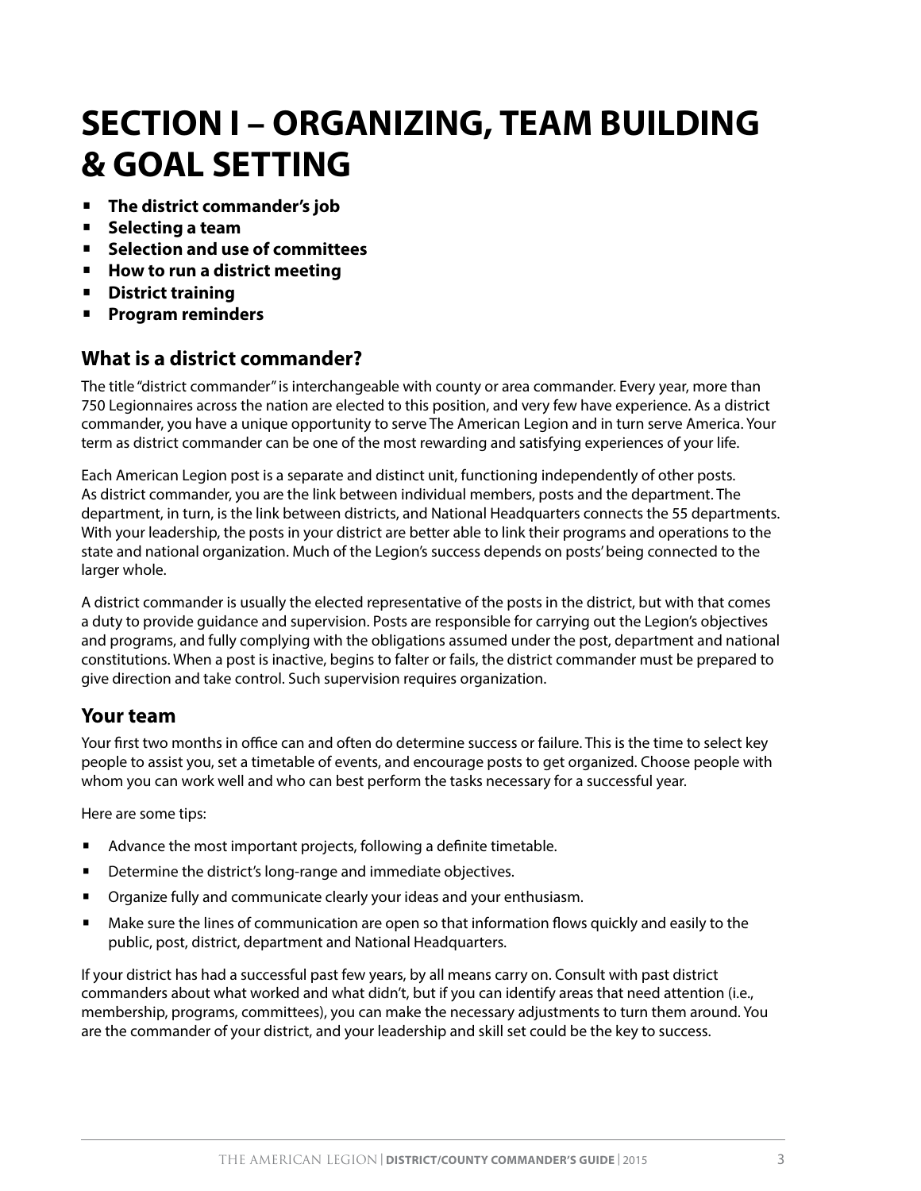# SECTION I – ORGANIZING, TEAM BUILDING & GOAL SETTING

- **The district commander's job**
- **Selecting a team**
- **Selection and use of committees**
- **How to run a district meeting**
- **District training**
- **Program reminders**

## What is a district commander?

The title "district commander" is interchangeable with county or area commander. Every year, more than 750 Legionnaires across the nation are elected to this position, and very few have experience. As a district commander, you have a unique opportunity to serve The American Legion and in turn serve America. Your term as district commander can be one of the most rewarding and satisfying experiences of your life.

Each American Legion post is a separate and distinct unit, functioning independently of other posts. As district commander, you are the link between individual members, posts and the department. The department, in turn, is the link between districts, and National Headquarters connects the 55 departments. With your leadership, the posts in your district are better able to link their programs and operations to the state and national organization. Much of the Legion's success depends on posts' being connected to the larger whole.

A district commander is usually the elected representative of the posts in the district, but with that comes a duty to provide guidance and supervision. Posts are responsible for carrying out the Legion's objectives and programs, and fully complying with the obligations assumed under the post, department and national constitutions. When a post is inactive, begins to falter or fails, the district commander must be prepared to give direction and take control. Such supervision requires organization.

## Your team

Your first two months in office can and often do determine success or failure. This is the time to select key people to assist you, set a timetable of events, and encourage posts to get organized. Choose people with whom you can work well and who can best perform the tasks necessary for a successful year.

Here are some tips:

- Advance the most important projects, following a definite timetable.
- Determine the district's long-range and immediate objectives.
- Organize fully and communicate clearly your ideas and your enthusiasm.
- Make sure the lines of communication are open so that information flows quickly and easily to the public, post, district, department and National Headquarters.

If your district has had a successful past few years, by all means carry on. Consult with past district commanders about what worked and what didn't, but if you can identify areas that need attention (i.e., membership, programs, committees), you can make the necessary adjustments to turn them around. You are the commander of your district, and your leadership and skill set could be the key to success.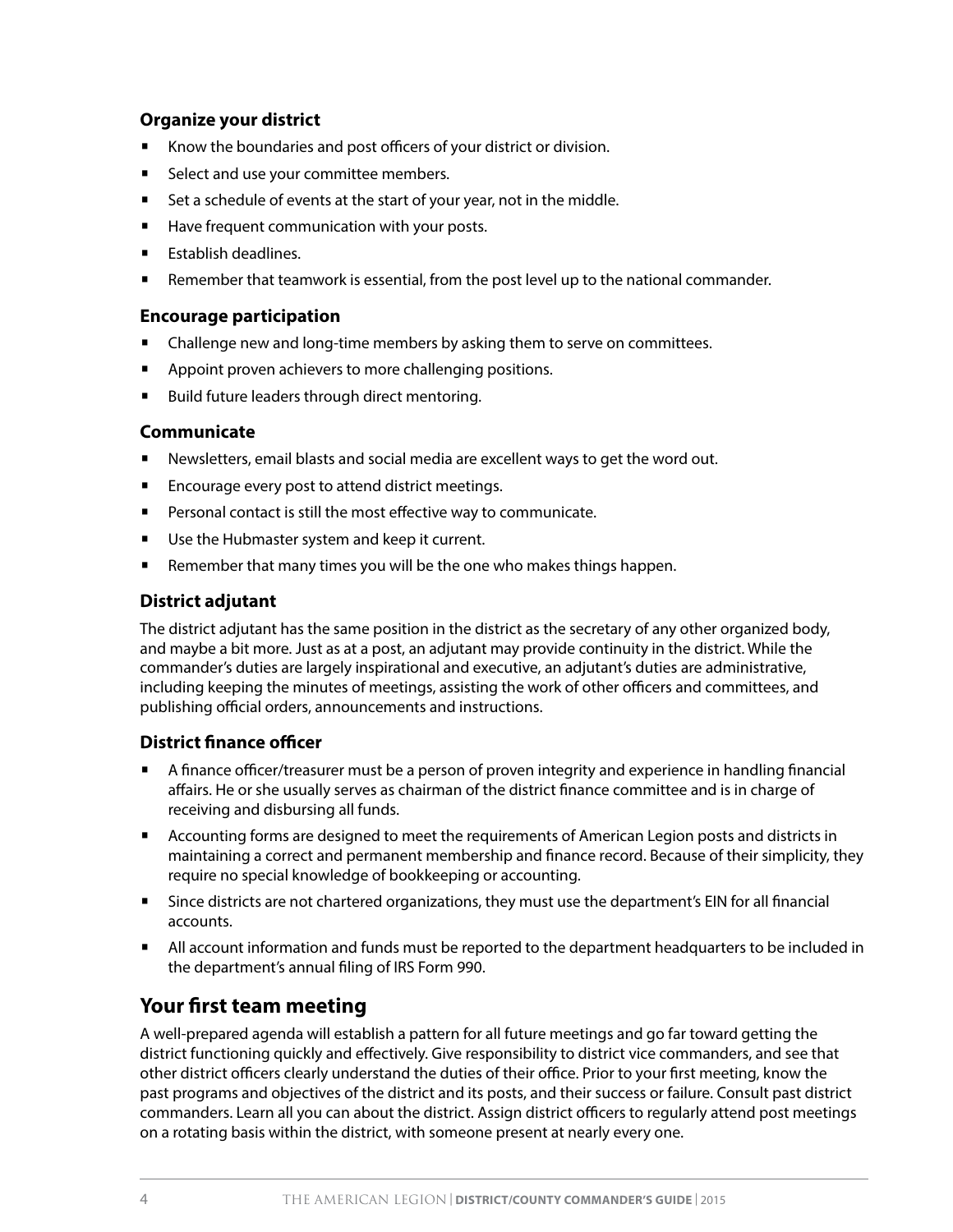### Organize your district

- Know the boundaries and post officers of your district or division.
- Select and use your committee members.
- Set a schedule of events at the start of your year, not in the middle.
- Have frequent communication with your posts.
- Establish deadlines.
- Remember that teamwork is essential, from the post level up to the national commander.

### Encourage participation

- Challenge new and long-time members by asking them to serve on committees.
- Appoint proven achievers to more challenging positions.
- Build future leaders through direct mentoring.

### Communicate

- Newsletters, email blasts and social media are excellent ways to get the word out.
- Encourage every post to attend district meetings.
- Personal contact is still the most effective way to communicate.
- Use the Hubmaster system and keep it current.
- Remember that many times you will be the one who makes things happen.

### District adjutant

The district adjutant has the same position in the district as the secretary of any other organized body, and maybe a bit more. Just as at a post, an adjutant may provide continuity in the district. While the commander's duties are largely inspirational and executive, an adjutant's duties are administrative, including keeping the minutes of meetings, assisting the work of other officers and committees, and publishing official orders, announcements and instructions.

### District finance officer

- A finance officer/treasurer must be a person of proven integrity and experience in handling financial affairs. He or she usually serves as chairman of the district finance committee and is in charge of receiving and disbursing all funds.
- Accounting forms are designed to meet the requirements of American Legion posts and districts in maintaining a correct and permanent membership and finance record. Because of their simplicity, they require no special knowledge of bookkeeping or accounting.
- Since districts are not chartered organizations, they must use the department's EIN for all financial accounts.
- All account information and funds must be reported to the department headquarters to be included in the department's annual filing of IRS Form 990.

## Your first team meeting

A well-prepared agenda will establish a pattern for all future meetings and go far toward getting the district functioning quickly and effectively. Give responsibility to district vice commanders, and see that other district officers clearly understand the duties of their office. Prior to your first meeting, know the past programs and objectives of the district and its posts, and their success or failure. Consult past district commanders. Learn all you can about the district. Assign district officers to regularly attend post meetings on a rotating basis within the district, with someone present at nearly every one.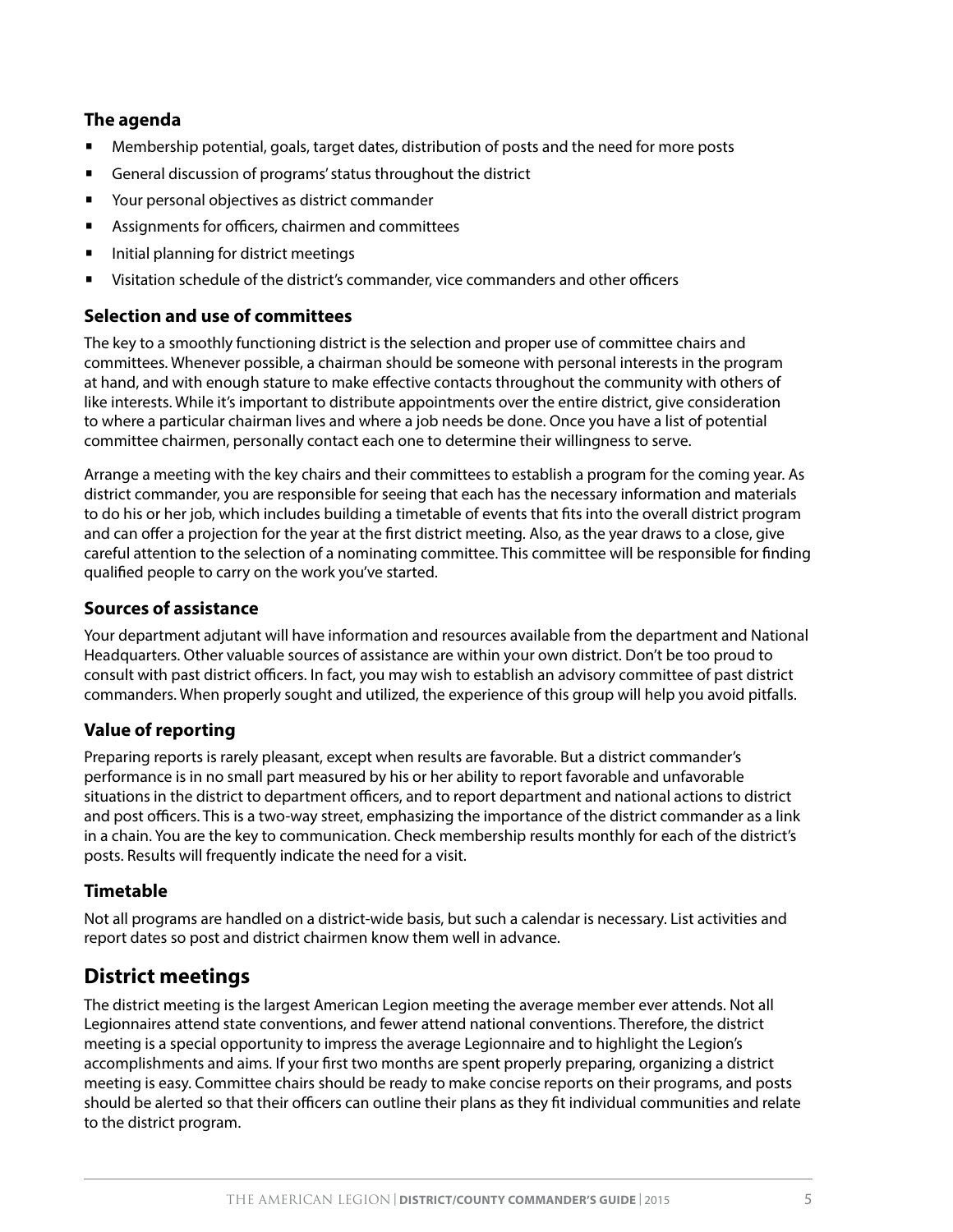### The agenda

- Membership potential, goals, target dates, distribution of posts and the need for more posts
- General discussion of programs' status throughout the district
- Your personal objectives as district commander
- Assignments for officers, chairmen and committees
- Initial planning for district meetings
- Visitation schedule of the district's commander, vice commanders and other officers

### Selection and use of committees

The key to a smoothly functioning district is the selection and proper use of committee chairs and committees. Whenever possible, a chairman should be someone with personal interests in the program at hand, and with enough stature to make effective contacts throughout the community with others of like interests. While it's important to distribute appointments over the entire district, give consideration to where a particular chairman lives and where a job needs be done. Once you have a list of potential committee chairmen, personally contact each one to determine their willingness to serve.

Arrange a meeting with the key chairs and their committees to establish a program for the coming year. As district commander, you are responsible for seeing that each has the necessary information and materials to do his or her job, which includes building a timetable of events that fits into the overall district program and can offer a projection for the year at the first district meeting. Also, as the year draws to a close, give careful attention to the selection of a nominating committee. This committee will be responsible for finding qualified people to carry on the work you've started.

### Sources of assistance

Your department adjutant will have information and resources available from the department and National Headquarters. Other valuable sources of assistance are within your own district. Don't be too proud to consult with past district officers. In fact, you may wish to establish an advisory committee of past district commanders. When properly sought and utilized, the experience of this group will help you avoid pitfalls.

### Value of reporting

Preparing reports is rarely pleasant, except when results are favorable. But a district commander's performance is in no small part measured by his or her ability to report favorable and unfavorable situations in the district to department officers, and to report department and national actions to district and post officers. This is a two-way street, emphasizing the importance of the district commander as a link in a chain. You are the key to communication. Check membership results monthly for each of the district's posts. Results will frequently indicate the need for a visit.

### Timetable

Not all programs are handled on a district-wide basis, but such a calendar is necessary. List activities and report dates so post and district chairmen know them well in advance.

## District meetings

The district meeting is the largest American Legion meeting the average member ever attends. Not all Legionnaires attend state conventions, and fewer attend national conventions. Therefore, the district meeting is a special opportunity to impress the average Legionnaire and to highlight the Legion's accomplishments and aims. If your first two months are spent properly preparing, organizing a district meeting is easy. Committee chairs should be ready to make concise reports on their programs, and posts should be alerted so that their officers can outline their plans as they fit individual communities and relate to the district program.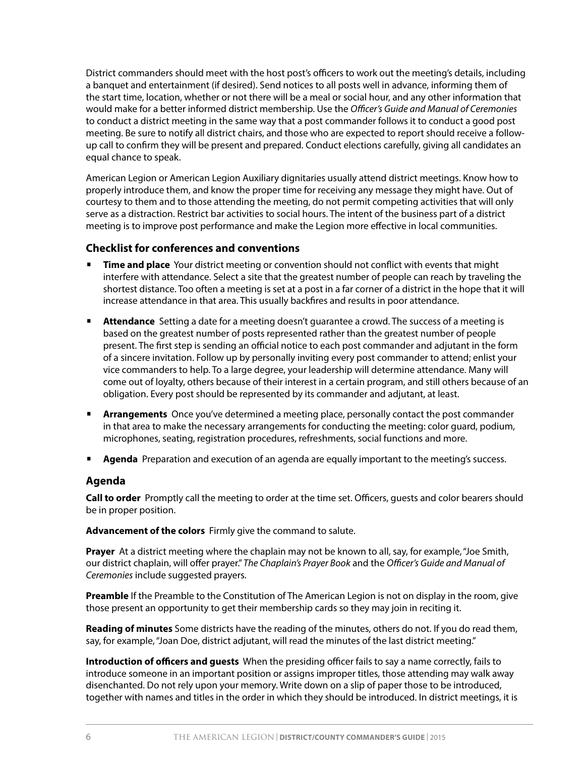District commanders should meet with the host post's officers to work out the meeting's details, including a banquet and entertainment (if desired). Send notices to all posts well in advance, informing them of the start time, location, whether or not there will be a meal or social hour, and any other information that would make for a better informed district membership. Use the *Officer's Guide and Manual of Ceremonies* to conduct a district meeting in the same way that a post commander follows it to conduct a good post meeting. Be sure to notify all district chairs, and those who are expected to report should receive a follow-up call to confirm they will be present and prepared. Conduct elections carefully, giving all candidates an equal chance to speak.

American Legion or American Legion Auxiliary dignitaries usually attend district meetings. Know how to properly introduce them, and know the proper time for receiving any message they might have. Out of courtesy to them and to those attending the meeting, do not permit competing activities that will only serve as a distraction. Restrict bar activities to social hours. The intent of the business part of a district meeting is to improve post performance and make the Legion more effective in local communities.

### Checklist for conferences and conventions

- **Time and place** Your district meeting or convention should not conflict with events that might interfere with attendance. Select a site that the greatest number of people can reach by traveling the shortest distance. Too often a meeting is set at a post in a far corner of a district in the hope that it will increase attendance in that area. This usually backfires and results in poor attendance.
- **Attendance** Setting a date for a meeting doesn't guarantee a crowd. The success of a meeting is based on the greatest number of posts represented rather than the greatest number of people present. The first step is sending an official notice to each post commander and adjutant in the form of a sincere invitation. Follow up by personally inviting every post commander to attend; enlist your vice commanders to help. To a large degree, your leadership will determine attendance. Many will come out of loyalty, others because of their interest in a certain program, and still others because of an obligation. Every post should be represented by its commander and adjutant, at least.
- **Arrangements** Once you've determined a meeting place, personally contact the post commander in that area to make the necessary arrangements for conducting the meeting: color guard, podium, microphones, seating, registration procedures, refreshments, social functions and more.
- **Agenda** Preparation and execution of an agenda are equally important to the meeting's success.

### Agenda

**Call to order** Promptly call the meeting to order at the time set. Officers, guests and color bearers should be in proper position.

**Advancement of the colors** Firmly give the command to salute.

**Prayer** At a district meeting where the chaplain may not be known to all, say, for example, "Joe Smith, our district chaplain, will offer prayer." *The Chaplain's Prayer Book* and the *Officer's Guide and Manual of Ceremonies* include suggested prayers.

**Preamble** If the Preamble to the Constitution of The American Legion is not on display in the room, give those present an opportunity to get their membership cards so they may join in reciting it.

**Reading of minutes** Some districts have the reading of the minutes, others do not. If you do read them, say, for example, "Joan Doe, district adjutant, will read the minutes of the last district meeting."

**Introduction of officers and guests** When the presiding officer fails to say a name correctly, fails to introduce someone in an important position or assigns improper titles, those attending may walk away disenchanted. Do not rely upon your memory. Write down on a slip of paper those to be introduced, together with names and titles in the order in which they should be introduced. In district meetings, it is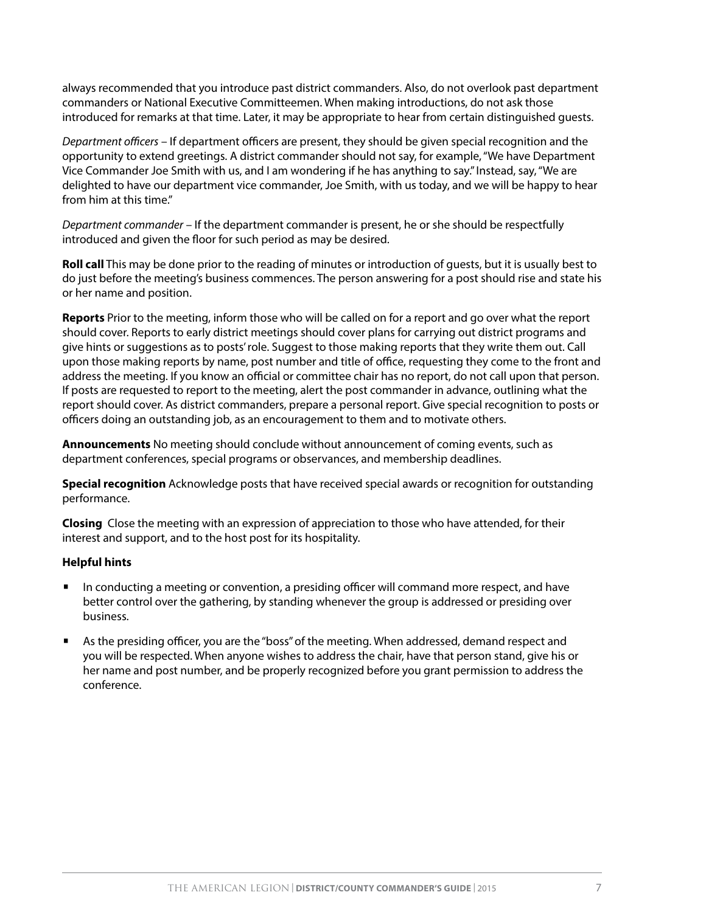always recommended that you introduce past district commanders. Also, do not overlook past department commanders or National Executive Committeemen. When making introductions, do not ask those introduced for remarks at that time. Later, it may be appropriate to hear from certain distinguished guests.

*Department officers* – If department officers are present, they should be given special recognition and the opportunity to extend greetings. A district commander should not say, for example, "We have Department Vice Commander Joe Smith with us, and I am wondering if he has anything to say." Instead, say, "We are delighted to have our department vice commander, Joe Smith, with us today, and we will be happy to hear from him at this time."

*Department commander* – If the department commander is present, he or she should be respectfully introduced and given the floor for such period as may be desired.

**Roll call** This may be done prior to the reading of minutes or introduction of guests, but it is usually best to do just before the meeting's business commences. The person answering for a post should rise and state his or her name and position.

**Reports** Prior to the meeting, inform those who will be called on for a report and go over what the report should cover. Reports to early district meetings should cover plans for carrying out district programs and give hints or suggestions as to posts' role. Suggest to those making reports that they write them out. Call upon those making reports by name, post number and title of office, requesting they come to the front and address the meeting. If you know an official or committee chair has no report, do not call upon that person. If posts are requested to report to the meeting, alert the post commander in advance, outlining what the report should cover. As district commanders, prepare a personal report. Give special recognition to posts or officers doing an outstanding job, as an encouragement to them and to motivate others.

**Announcements** No meeting should conclude without announcement of coming events, such as department conferences, special programs or observances, and membership deadlines.

**Special recognition** Acknowledge posts that have received special awards or recognition for outstanding performance.

**Closing** Close the meeting with an expression of appreciation to those who have attended, for their interest and support, and to the host post for its hospitality.

**Helpful hints**

- In conducting a meeting or convention, a presiding officer will command more respect, and have better control over the gathering, by standing whenever the group is addressed or presiding over business.
- As the presiding officer, you are the "boss" of the meeting. When addressed, demand respect and you will be respected. When anyone wishes to address the chair, have that person stand, give his or her name and post number, and be properly recognized before you grant permission to address the conference.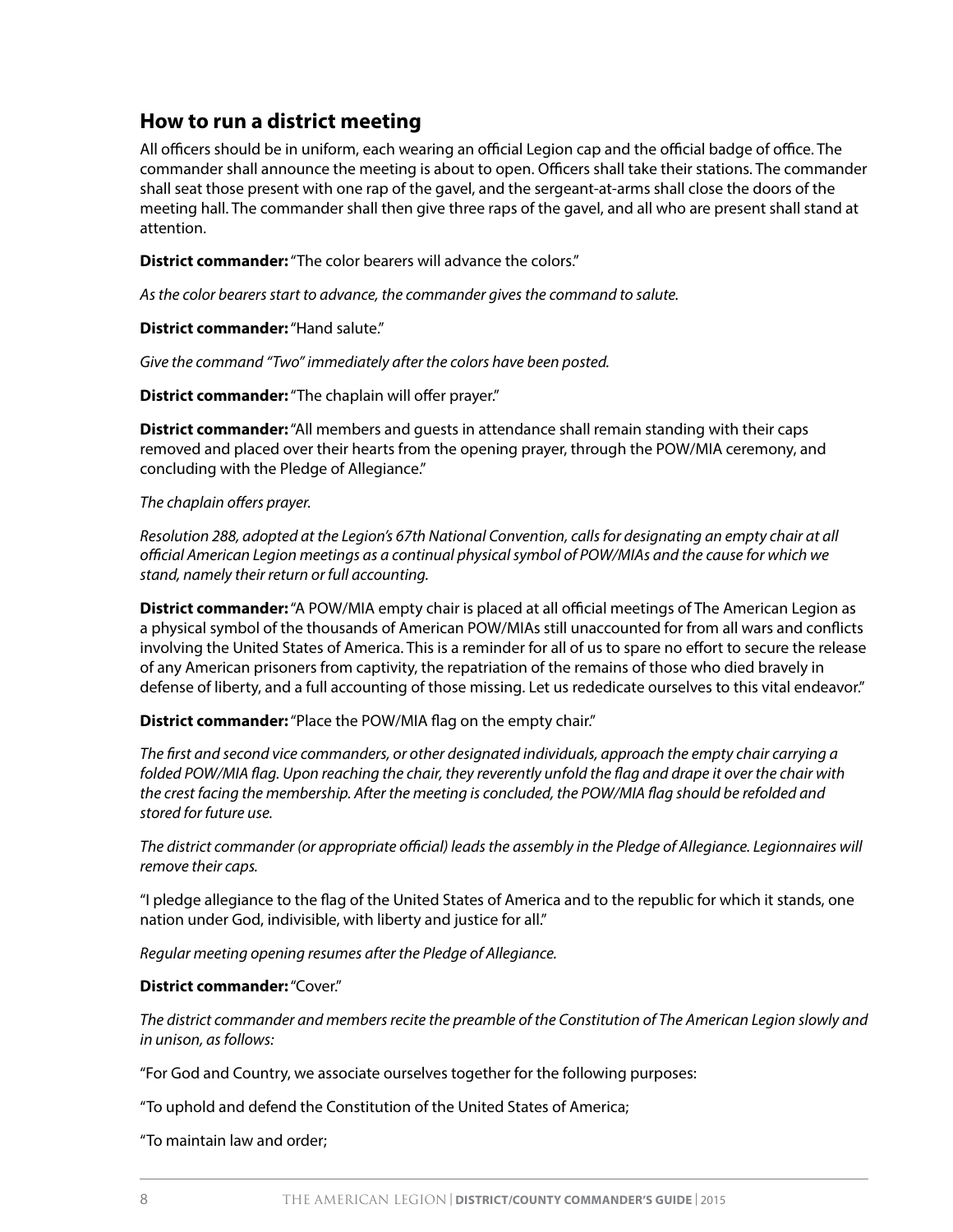## How to run a district meeting

All officers should be in uniform, each wearing an official Legion cap and the official badge of office. The commander shall announce the meeting is about to open. Officers shall take their stations. The commander shall seat those present with one rap of the gavel, and the sergeant-at-arms shall close the doors of the meeting hall. The commander shall then give three raps of the gavel, and all who are present shall stand at attention.

**District commander:** "The color bearers will advance the colors."

*As the color bearers start to advance, the commander gives the command to salute.*

**District commander:** "Hand salute."

*Give the command "Two" immediately after the colors have been posted.*

**District commander:** "The chaplain will offer prayer."

**District commander:** "All members and guests in attendance shall remain standing with their caps removed and placed over their hearts from the opening prayer, through the POW/MIA ceremony, and concluding with the Pledge of Allegiance."

*The chaplain offers prayer.*

*Resolution 288, adopted at the Legion's 67th National Convention, calls for designating an empty chair at all official American Legion meetings as a continual physical symbol of POW/MIAs and the cause for which we stand, namely their return or full accounting.*

**District commander:** "A POW/MIA empty chair is placed at all official meetings of The American Legion as a physical symbol of the thousands of American POW/MIAs still unaccounted for from all wars and conflicts involving the United States of America. This is a reminder for all of us to spare no effort to secure the release of any American prisoners from captivity, the repatriation of the remains of those who died bravely in defense of liberty, and a full accounting of those missing. Let us rededicate ourselves to this vital endeavor."

**District commander:** "Place the POW/MIA flag on the empty chair."

*The first and second vice commanders, or other designated individuals, approach the empty chair carrying a folded POW/MIA flag. Upon reaching the chair, they reverently unfold the flag and drape it over the chair with the crest facing the membership. After the meeting is concluded, the POW/MIA flag should be refolded and stored for future use.*

*The district commander (or appropriate official) leads the assembly in the Pledge of Allegiance. Legionnaires will remove their caps.*

"I pledge allegiance to the flag of the United States of America and to the republic for which it stands, one nation under God, indivisible, with liberty and justice for all."

*Regular meeting opening resumes after the Pledge of Allegiance.*

**District commander:** "Cover."

*The district commander and members recite the preamble of the Constitution of The American Legion slowly and in unison, as follows:*

"For God and Country, we associate ourselves together for the following purposes:

"To uphold and defend the Constitution of the United States of America;

"To maintain law and order;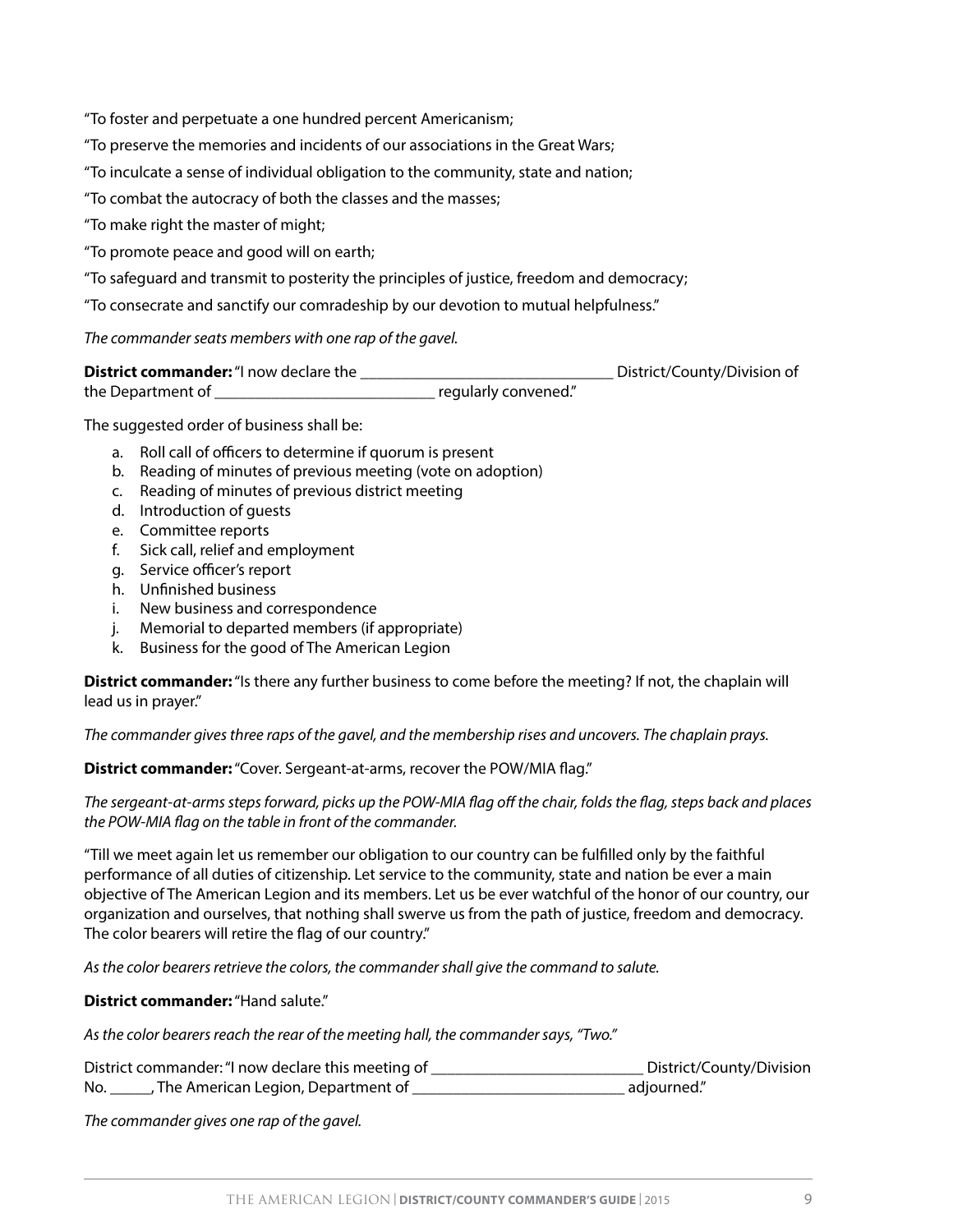"To foster and perpetuate a one hundred percent Americanism;

"To preserve the memories and incidents of our associations in the Great Wars;

"To inculcate a sense of individual obligation to the community, state and nation;

"To combat the autocracy of both the classes and the masses;

"To make right the master of might;

"To promote peace and good will on earth;

"To safeguard and transmit to posterity the principles of justice, freedom and democracy;

"To consecrate and sanctify our comradeship by our devotion to mutual helpfulness."

*The commander seats members with one rap of the gavel.*

**District commander:** "I now declare the ________________________________ District/County/Division of the Department of ___________________________ regularly convened."

The suggested order of business shall be:

a. Roll call of officers to determine if quorum is present
b. Reading of minutes of previous meeting (vote on adoption)
c. Reading of minutes of previous district meeting
d. Introduction of guests
e. Committee reports
f. Sick call, relief and employment
g. Service officer's report
h. Unfinished business
i. New business and correspondence
j. Memorial to departed members (if appropriate)
k. Business for the good of The American Legion

**District commander:** "Is there any further business to come before the meeting? If not, the chaplain will lead us in prayer."

*The commander gives three raps of the gavel, and the membership rises and uncovers. The chaplain prays.*

**District commander:** "Cover. Sergeant-at-arms, recover the POW/MIA flag."

*The sergeant-at-arms steps forward, picks up the POW-MIA flag off the chair, folds the flag, steps back and places the POW-MIA flag on the table in front of the commander.*

"Till we meet again let us remember our obligation to our country can be fulfilled only by the faithful performance of all duties of citizenship. Let service to the community, state and nation be ever a main objective of The American Legion and its members. Let us be ever watchful of the honor of our country, our organization and ourselves, that nothing shall swerve us from the path of justice, freedom and democracy. The color bearers will retire the flag of our country."

*As the color bearers retrieve the colors, the commander shall give the command to salute.*

**District commander:** "Hand salute."

*As the color bearers reach the rear of the meeting hall, the commander says, "Two."*

District commander: "I now declare this meeting of ___________________________ District/County/Division No. _____, The American Legion, Department of ___________________________ adjourned."

*The commander gives one rap of the gavel.*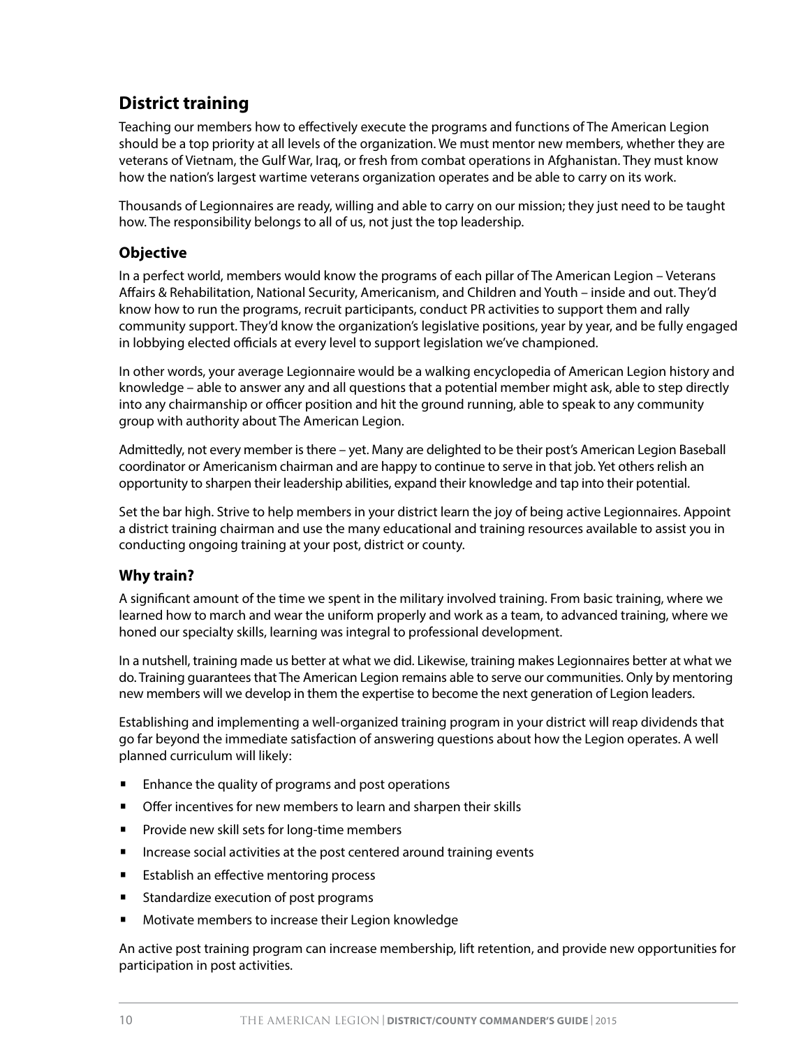## District training

Teaching our members how to effectively execute the programs and functions of The American Legion should be a top priority at all levels of the organization. We must mentor new members, whether they are veterans of Vietnam, the Gulf War, Iraq, or fresh from combat operations in Afghanistan. They must know how the nation's largest wartime veterans organization operates and be able to carry on its work.

Thousands of Legionnaires are ready, willing and able to carry on our mission; they just need to be taught how. The responsibility belongs to all of us, not just the top leadership.

### Objective

In a perfect world, members would know the programs of each pillar of The American Legion – Veterans Affairs & Rehabilitation, National Security, Americanism, and Children and Youth – inside and out. They'd know how to run the programs, recruit participants, conduct PR activities to support them and rally community support. They'd know the organization's legislative positions, year by year, and be fully engaged in lobbying elected officials at every level to support legislation we've championed.

In other words, your average Legionnaire would be a walking encyclopedia of American Legion history and knowledge – able to answer any and all questions that a potential member might ask, able to step directly into any chairmanship or officer position and hit the ground running, able to speak to any community group with authority about The American Legion.

Admittedly, not every member is there – yet. Many are delighted to be their post's American Legion Baseball coordinator or Americanism chairman and are happy to continue to serve in that job. Yet others relish an opportunity to sharpen their leadership abilities, expand their knowledge and tap into their potential.

Set the bar high. Strive to help members in your district learn the joy of being active Legionnaires. Appoint a district training chairman and use the many educational and training resources available to assist you in conducting ongoing training at your post, district or county.

### Why train?

A significant amount of the time we spent in the military involved training. From basic training, where we learned how to march and wear the uniform properly and work as a team, to advanced training, where we honed our specialty skills, learning was integral to professional development.

In a nutshell, training made us better at what we did. Likewise, training makes Legionnaires better at what we do. Training guarantees that The American Legion remains able to serve our communities. Only by mentoring new members will we develop in them the expertise to become the next generation of Legion leaders.

Establishing and implementing a well-organized training program in your district will reap dividends that go far beyond the immediate satisfaction of answering questions about how the Legion operates. A well planned curriculum will likely:

- Enhance the quality of programs and post operations
- Offer incentives for new members to learn and sharpen their skills
- Provide new skill sets for long-time members
- Increase social activities at the post centered around training events
- Establish an effective mentoring process
- Standardize execution of post programs
- Motivate members to increase their Legion knowledge

An active post training program can increase membership, lift retention, and provide new opportunities for participation in post activities.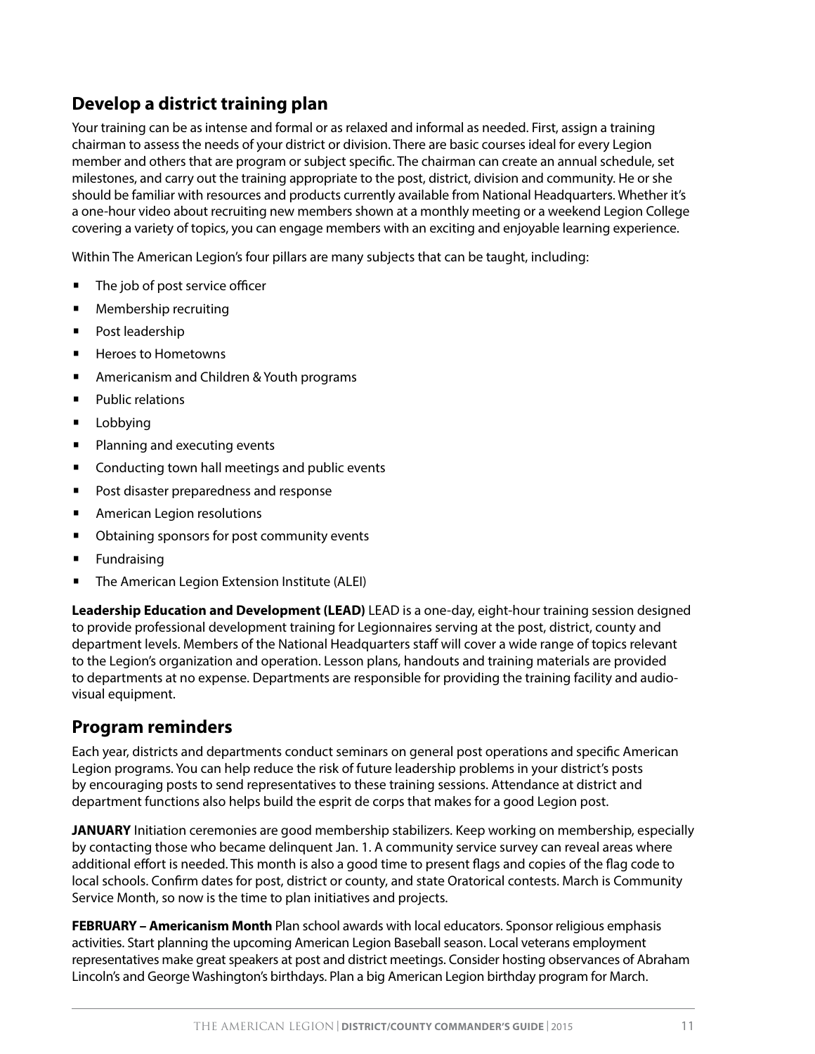## Develop a district training plan

Your training can be as intense and formal or as relaxed and informal as needed. First, assign a training chairman to assess the needs of your district or division. There are basic courses ideal for every Legion member and others that are program or subject specific. The chairman can create an annual schedule, set milestones, and carry out the training appropriate to the post, district, division and community. He or she should be familiar with resources and products currently available from National Headquarters. Whether it's a one-hour video about recruiting new members shown at a monthly meeting or a weekend Legion College covering a variety of topics, you can engage members with an exciting and enjoyable learning experience.

Within The American Legion's four pillars are many subjects that can be taught, including:

- The job of post service officer
- Membership recruiting
- Post leadership
- Heroes to Hometowns
- Americanism and Children & Youth programs
- Public relations
- Lobbying
- Planning and executing events
- Conducting town hall meetings and public events
- Post disaster preparedness and response
- American Legion resolutions
- Obtaining sponsors for post community events
- Fundraising
- The American Legion Extension Institute (ALEI)

**Leadership Education and Development (LEAD)** LEAD is a one-day, eight-hour training session designed to provide professional development training for Legionnaires serving at the post, district, county and department levels. Members of the National Headquarters staff will cover a wide range of topics relevant to the Legion's organization and operation. Lesson plans, handouts and training materials are provided to departments at no expense. Departments are responsible for providing the training facility and audio-visual equipment.

## Program reminders

Each year, districts and departments conduct seminars on general post operations and specific American Legion programs. You can help reduce the risk of future leadership problems in your district's posts by encouraging posts to send representatives to these training sessions. Attendance at district and department functions also helps build the esprit de corps that makes for a good Legion post.

**JANUARY** Initiation ceremonies are good membership stabilizers. Keep working on membership, especially by contacting those who became delinquent Jan. 1. A community service survey can reveal areas where additional effort is needed. This month is also a good time to present flags and copies of the flag code to local schools. Confirm dates for post, district or county, and state Oratorical contests. March is Community Service Month, so now is the time to plan initiatives and projects.

**FEBRUARY – Americanism Month** Plan school awards with local educators. Sponsor religious emphasis activities. Start planning the upcoming American Legion Baseball season. Local veterans employment representatives make great speakers at post and district meetings. Consider hosting observances of Abraham Lincoln's and George Washington's birthdays. Plan a big American Legion birthday program for March.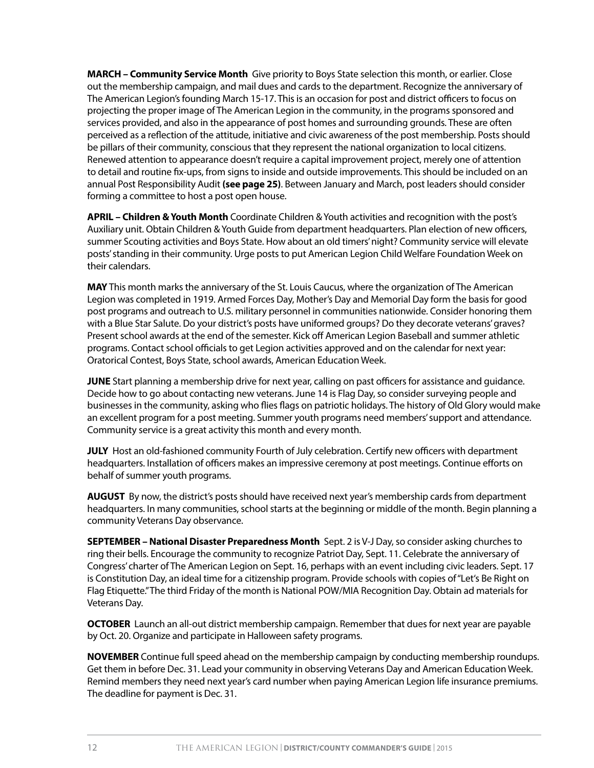**MARCH – Community Service Month** Give priority to Boys State selection this month, or earlier. Close out the membership campaign, and mail dues and cards to the department. Recognize the anniversary of The American Legion's founding March 15-17. This is an occasion for post and district officers to focus on projecting the proper image of The American Legion in the community, in the programs sponsored and services provided, and also in the appearance of post homes and surrounding grounds. These are often perceived as a reflection of the attitude, initiative and civic awareness of the post membership. Posts should be pillars of their community, conscious that they represent the national organization to local citizens. Renewed attention to appearance doesn't require a capital improvement project, merely one of attention to detail and routine fix-ups, from signs to inside and outside improvements. This should be included on an annual Post Responsibility Audit **(see page 25)**. Between January and March, post leaders should consider forming a committee to host a post open house.

**APRIL – Children & Youth Month** Coordinate Children & Youth activities and recognition with the post's Auxiliary unit. Obtain Children & Youth Guide from department headquarters. Plan election of new officers, summer Scouting activities and Boys State. How about an old timers' night? Community service will elevate posts' standing in their community. Urge posts to put American Legion Child Welfare Foundation Week on their calendars.

**MAY** This month marks the anniversary of the St. Louis Caucus, where the organization of The American Legion was completed in 1919. Armed Forces Day, Mother's Day and Memorial Day form the basis for good post programs and outreach to U.S. military personnel in communities nationwide. Consider honoring them with a Blue Star Salute. Do your district's posts have uniformed groups? Do they decorate veterans' graves? Present school awards at the end of the semester. Kick off American Legion Baseball and summer athletic programs. Contact school officials to get Legion activities approved and on the calendar for next year: Oratorical Contest, Boys State, school awards, American Education Week.

**JUNE** Start planning a membership drive for next year, calling on past officers for assistance and guidance. Decide how to go about contacting new veterans. June 14 is Flag Day, so consider surveying people and businesses in the community, asking who flies flags on patriotic holidays. The history of Old Glory would make an excellent program for a post meeting. Summer youth programs need members' support and attendance. Community service is a great activity this month and every month.

**JULY** Host an old-fashioned community Fourth of July celebration. Certify new officers with department headquarters. Installation of officers makes an impressive ceremony at post meetings. Continue efforts on behalf of summer youth programs.

**AUGUST** By now, the district's posts should have received next year's membership cards from department headquarters. In many communities, school starts at the beginning or middle of the month. Begin planning a community Veterans Day observance.

**SEPTEMBER – National Disaster Preparedness Month** Sept. 2 is V-J Day, so consider asking churches to ring their bells. Encourage the community to recognize Patriot Day, Sept. 11. Celebrate the anniversary of Congress' charter of The American Legion on Sept. 16, perhaps with an event including civic leaders. Sept. 17 is Constitution Day, an ideal time for a citizenship program. Provide schools with copies of "Let's Be Right on Flag Etiquette." The third Friday of the month is National POW/MIA Recognition Day. Obtain ad materials for Veterans Day.

**OCTOBER** Launch an all-out district membership campaign. Remember that dues for next year are payable by Oct. 20. Organize and participate in Halloween safety programs.

**NOVEMBER** Continue full speed ahead on the membership campaign by conducting membership roundups. Get them in before Dec. 31. Lead your community in observing Veterans Day and American Education Week. Remind members they need next year's card number when paying American Legion life insurance premiums. The deadline for payment is Dec. 31.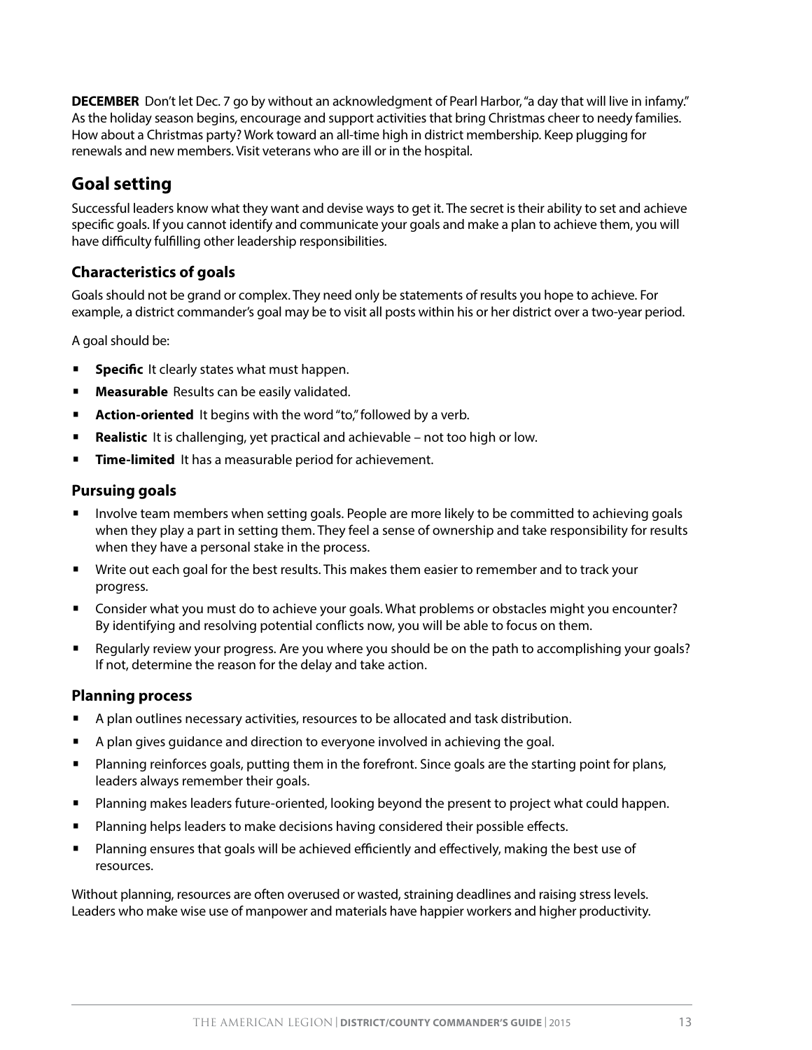**DECEMBER** Don't let Dec. 7 go by without an acknowledgment of Pearl Harbor, "a day that will live in infamy." As the holiday season begins, encourage and support activities that bring Christmas cheer to needy families. How about a Christmas party? Work toward an all-time high in district membership. Keep plugging for renewals and new members. Visit veterans who are ill or in the hospital.

## Goal setting

Successful leaders know what they want and devise ways to get it. The secret is their ability to set and achieve specific goals. If you cannot identify and communicate your goals and make a plan to achieve them, you will have difficulty fulfilling other leadership responsibilities.

### Characteristics of goals

Goals should not be grand or complex. They need only be statements of results you hope to achieve. For example, a district commander's goal may be to visit all posts within his or her district over a two-year period.

A goal should be:

- **Specific** It clearly states what must happen.
- **Measurable** Results can be easily validated.
- **Action-oriented** It begins with the word "to," followed by a verb.
- **Realistic** It is challenging, yet practical and achievable – not too high or low.
- **Time-limited** It has a measurable period for achievement.

### Pursuing goals

- Involve team members when setting goals. People are more likely to be committed to achieving goals when they play a part in setting them. They feel a sense of ownership and take responsibility for results when they have a personal stake in the process.
- Write out each goal for the best results. This makes them easier to remember and to track your progress.
- Consider what you must do to achieve your goals. What problems or obstacles might you encounter? By identifying and resolving potential conflicts now, you will be able to focus on them.
- Regularly review your progress. Are you where you should be on the path to accomplishing your goals? If not, determine the reason for the delay and take action.

### Planning process

- A plan outlines necessary activities, resources to be allocated and task distribution.
- A plan gives guidance and direction to everyone involved in achieving the goal.
- Planning reinforces goals, putting them in the forefront. Since goals are the starting point for plans, leaders always remember their goals.
- Planning makes leaders future-oriented, looking beyond the present to project what could happen.
- Planning helps leaders to make decisions having considered their possible effects.
- Planning ensures that goals will be achieved efficiently and effectively, making the best use of resources.

Without planning, resources are often overused or wasted, straining deadlines and raising stress levels. Leaders who make wise use of manpower and materials have happier workers and higher productivity.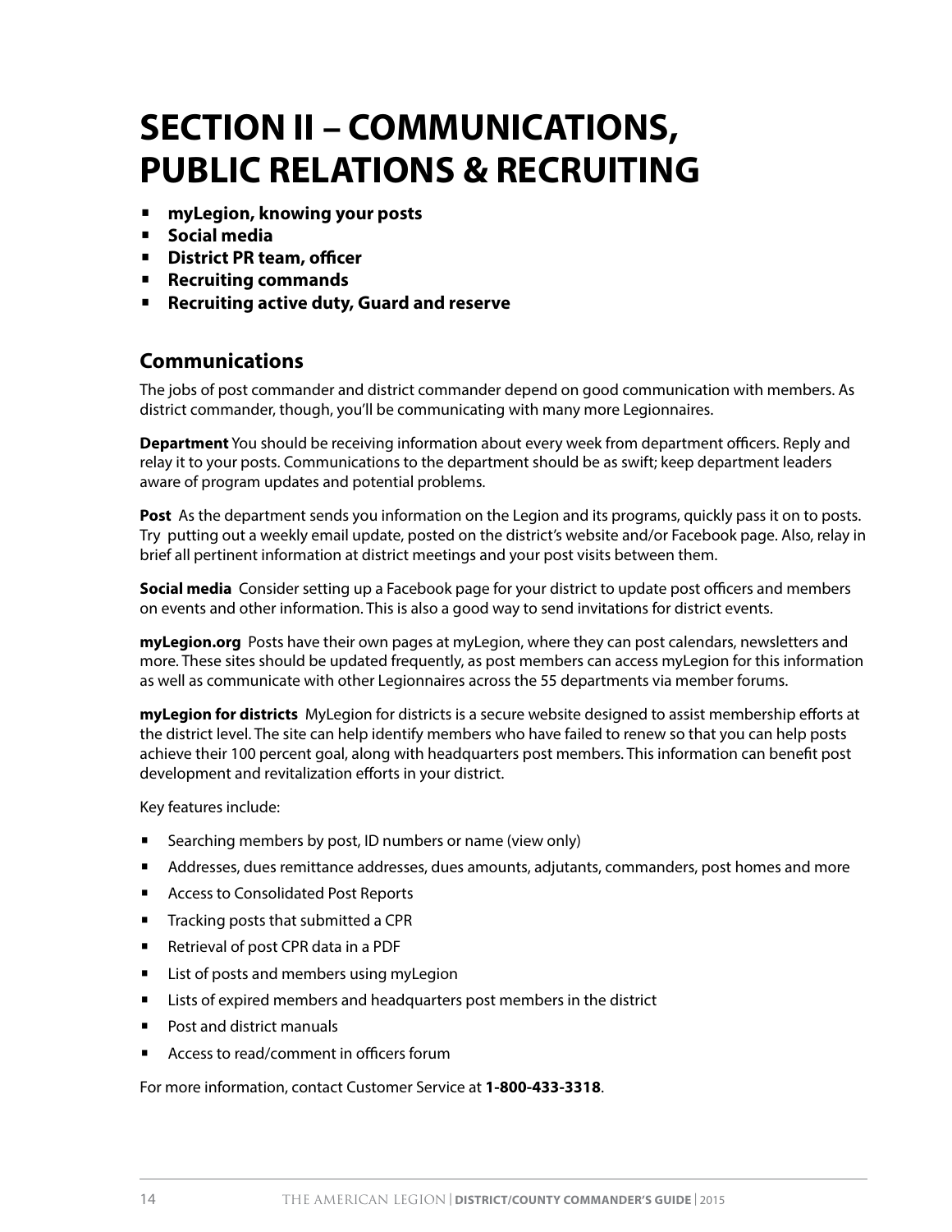# SECTION II – COMMUNICATIONS, PUBLIC RELATIONS & RECRUITING

- **myLegion, knowing your posts**
- **Social media**
- **District PR team, officer**
- **Recruiting commands**
- **Recruiting active duty, Guard and reserve**

## Communications

The jobs of post commander and district commander depend on good communication with members. As district commander, though, you'll be communicating with many more Legionnaires.

**Department** You should be receiving information about every week from department officers. Reply and relay it to your posts. Communications to the department should be as swift; keep department leaders aware of program updates and potential problems.

**Post** As the department sends you information on the Legion and its programs, quickly pass it on to posts. Try putting out a weekly email update, posted on the district's website and/or Facebook page. Also, relay in brief all pertinent information at district meetings and your post visits between them.

**Social media** Consider setting up a Facebook page for your district to update post officers and members on events and other information. This is also a good way to send invitations for district events.

**myLegion.org** Posts have their own pages at myLegion, where they can post calendars, newsletters and more. These sites should be updated frequently, as post members can access myLegion for this information as well as communicate with other Legionnaires across the 55 departments via member forums.

**myLegion for districts** MyLegion for districts is a secure website designed to assist membership efforts at the district level. The site can help identify members who have failed to renew so that you can help posts achieve their 100 percent goal, along with headquarters post members. This information can benefit post development and revitalization efforts in your district.

Key features include:

- Searching members by post, ID numbers or name (view only)
- Addresses, dues remittance addresses, dues amounts, adjutants, commanders, post homes and more
- Access to Consolidated Post Reports
- Tracking posts that submitted a CPR
- Retrieval of post CPR data in a PDF
- List of posts and members using myLegion
- Lists of expired members and headquarters post members in the district
- Post and district manuals
- Access to read/comment in officers forum

For more information, contact Customer Service at **1-800-433-3318**.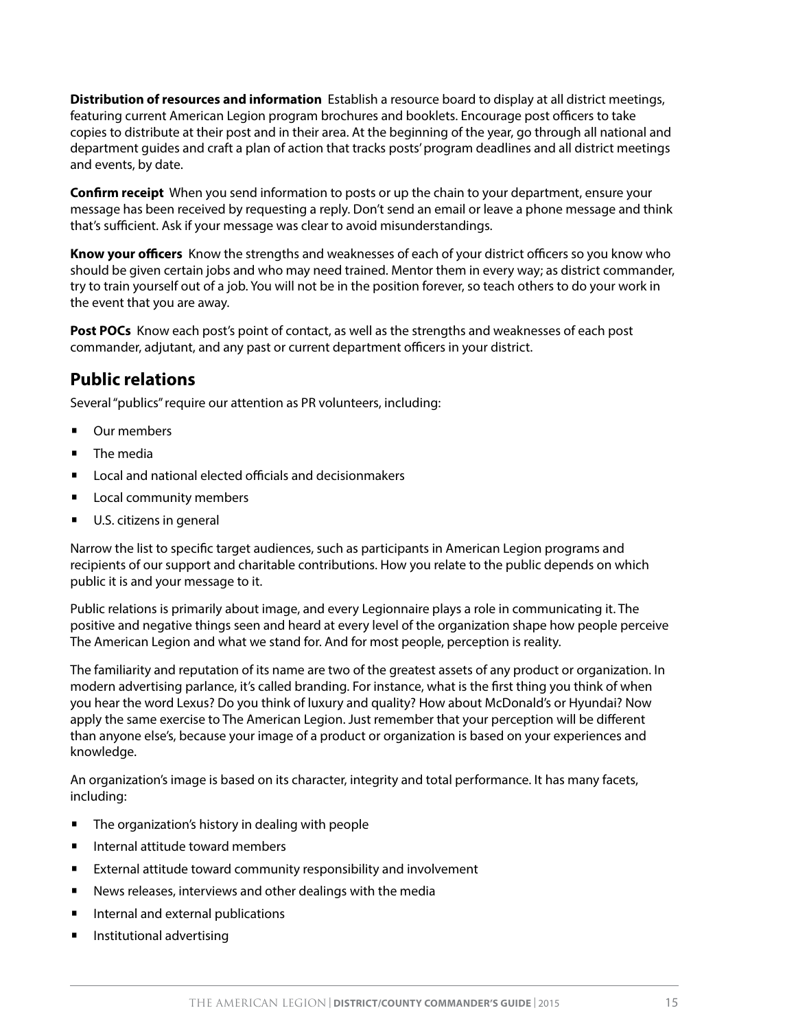**Distribution of resources and information** Establish a resource board to display at all district meetings, featuring current American Legion program brochures and booklets. Encourage post officers to take copies to distribute at their post and in their area. At the beginning of the year, go through all national and department guides and craft a plan of action that tracks posts' program deadlines and all district meetings and events, by date.

**Confirm receipt** When you send information to posts or up the chain to your department, ensure your message has been received by requesting a reply. Don't send an email or leave a phone message and think that's sufficient. Ask if your message was clear to avoid misunderstandings.

**Know your officers** Know the strengths and weaknesses of each of your district officers so you know who should be given certain jobs and who may need trained. Mentor them in every way; as district commander, try to train yourself out of a job. You will not be in the position forever, so teach others to do your work in the event that you are away.

**Post POCs** Know each post's point of contact, as well as the strengths and weaknesses of each post commander, adjutant, and any past or current department officers in your district.

## Public relations

Several "publics" require our attention as PR volunteers, including:

- Our members
- The media
- Local and national elected officials and decisionmakers
- Local community members
- U.S. citizens in general

Narrow the list to specific target audiences, such as participants in American Legion programs and recipients of our support and charitable contributions. How you relate to the public depends on which public it is and your message to it.

Public relations is primarily about image, and every Legionnaire plays a role in communicating it. The positive and negative things seen and heard at every level of the organization shape how people perceive The American Legion and what we stand for. And for most people, perception is reality.

The familiarity and reputation of its name are two of the greatest assets of any product or organization. In modern advertising parlance, it's called branding. For instance, what is the first thing you think of when you hear the word Lexus? Do you think of luxury and quality? How about McDonald's or Hyundai? Now apply the same exercise to The American Legion. Just remember that your perception will be different than anyone else's, because your image of a product or organization is based on your experiences and knowledge.

An organization's image is based on its character, integrity and total performance. It has many facets, including:

- The organization's history in dealing with people
- Internal attitude toward members
- External attitude toward community responsibility and involvement
- News releases, interviews and other dealings with the media
- Internal and external publications
- Institutional advertising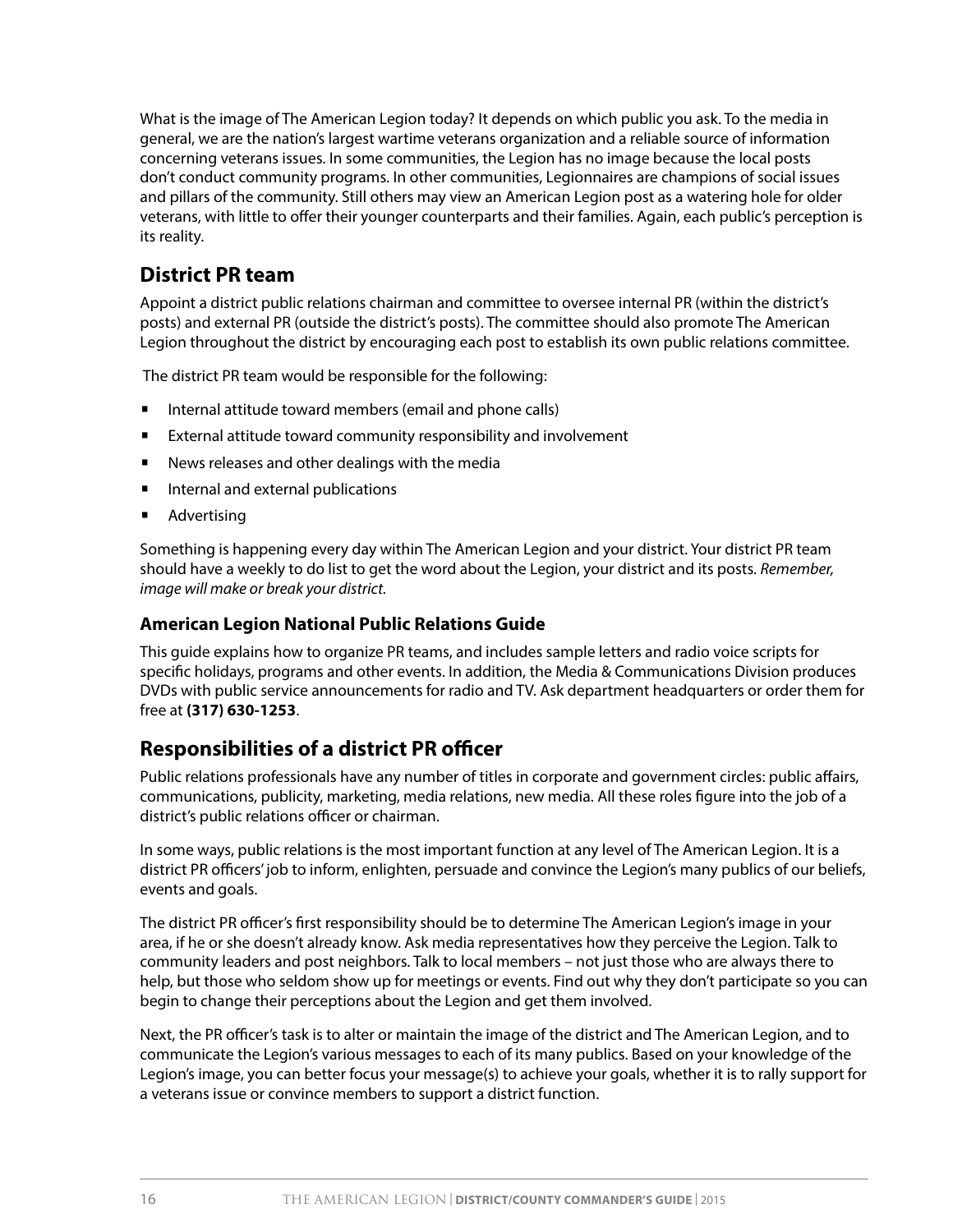What is the image of The American Legion today? It depends on which public you ask. To the media in general, we are the nation's largest wartime veterans organization and a reliable source of information concerning veterans issues. In some communities, the Legion has no image because the local posts don't conduct community programs. In other communities, Legionnaires are champions of social issues and pillars of the community. Still others may view an American Legion post as a watering hole for older veterans, with little to offer their younger counterparts and their families. Again, each public's perception is its reality.

## District PR team

Appoint a district public relations chairman and committee to oversee internal PR (within the district's posts) and external PR (outside the district's posts). The committee should also promote The American Legion throughout the district by encouraging each post to establish its own public relations committee.

The district PR team would be responsible for the following:

- Internal attitude toward members (email and phone calls)
- External attitude toward community responsibility and involvement
- News releases and other dealings with the media
- Internal and external publications
- Advertising

Something is happening every day within The American Legion and your district. Your district PR team should have a weekly to do list to get the word about the Legion, your district and its posts. *Remember, image will make or break your district.*

### American Legion National Public Relations Guide

This guide explains how to organize PR teams, and includes sample letters and radio voice scripts for specific holidays, programs and other events. In addition, the Media & Communications Division produces DVDs with public service announcements for radio and TV. Ask department headquarters or order them for free at **(317) 630-1253**.

## Responsibilities of a district PR officer

Public relations professionals have any number of titles in corporate and government circles: public affairs, communications, publicity, marketing, media relations, new media. All these roles figure into the job of a district's public relations officer or chairman.

In some ways, public relations is the most important function at any level of The American Legion. It is a district PR officers' job to inform, enlighten, persuade and convince the Legion's many publics of our beliefs, events and goals.

The district PR officer's first responsibility should be to determine The American Legion's image in your area, if he or she doesn't already know. Ask media representatives how they perceive the Legion. Talk to community leaders and post neighbors. Talk to local members – not just those who are always there to help, but those who seldom show up for meetings or events. Find out why they don't participate so you can begin to change their perceptions about the Legion and get them involved.

Next, the PR officer's task is to alter or maintain the image of the district and The American Legion, and to communicate the Legion's various messages to each of its many publics. Based on your knowledge of the Legion's image, you can better focus your message(s) to achieve your goals, whether it is to rally support for a veterans issue or convince members to support a district function.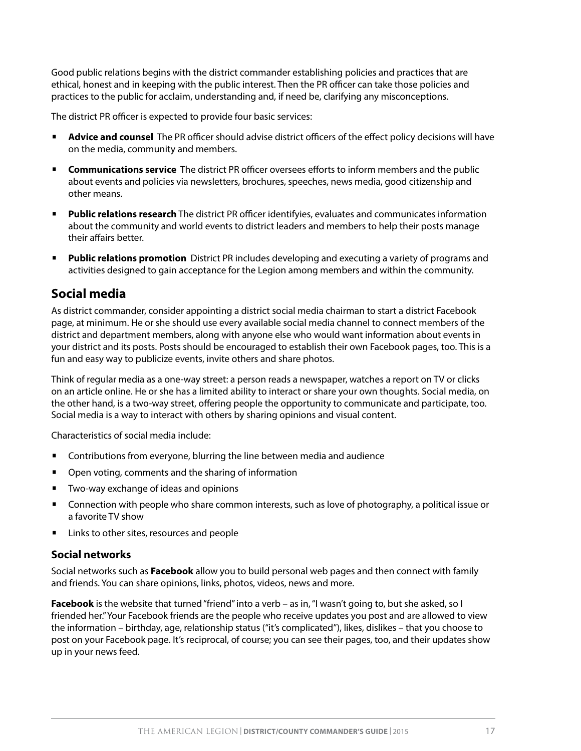Good public relations begins with the district commander establishing policies and practices that are ethical, honest and in keeping with the public interest. Then the PR officer can take those policies and practices to the public for acclaim, understanding and, if need be, clarifying any misconceptions.

The district PR officer is expected to provide four basic services:

- **Advice and counsel** The PR officer should advise district officers of the effect policy decisions will have on the media, community and members.
- **Communications service** The district PR officer oversees efforts to inform members and the public about events and policies via newsletters, brochures, speeches, news media, good citizenship and other means.
- **Public relations research** The district PR officer identifyies, evaluates and communicates information about the community and world events to district leaders and members to help their posts manage their affairs better.
- **Public relations promotion** District PR includes developing and executing a variety of programs and activities designed to gain acceptance for the Legion among members and within the community.

## Social media

As district commander, consider appointing a district social media chairman to start a district Facebook page, at minimum. He or she should use every available social media channel to connect members of the district and department members, along with anyone else who would want information about events in your district and its posts. Posts should be encouraged to establish their own Facebook pages, too. This is a fun and easy way to publicize events, invite others and share photos.

Think of regular media as a one-way street: a person reads a newspaper, watches a report on TV or clicks on an article online. He or she has a limited ability to interact or share your own thoughts. Social media, on the other hand, is a two-way street, offering people the opportunity to communicate and participate, too. Social media is a way to interact with others by sharing opinions and visual content.

Characteristics of social media include:

- Contributions from everyone, blurring the line between media and audience
- Open voting, comments and the sharing of information
- Two-way exchange of ideas and opinions
- Connection with people who share common interests, such as love of photography, a political issue or a favorite TV show
- Links to other sites, resources and people

### Social networks

Social networks such as **Facebook** allow you to build personal web pages and then connect with family and friends. You can share opinions, links, photos, videos, news and more.

**Facebook** is the website that turned "friend" into a verb – as in, "I wasn't going to, but she asked, so I friended her." Your Facebook friends are the people who receive updates you post and are allowed to view the information – birthday, age, relationship status ("it's complicated"), likes, dislikes – that you choose to post on your Facebook page. It's reciprocal, of course; you can see their pages, too, and their updates show up in your news feed.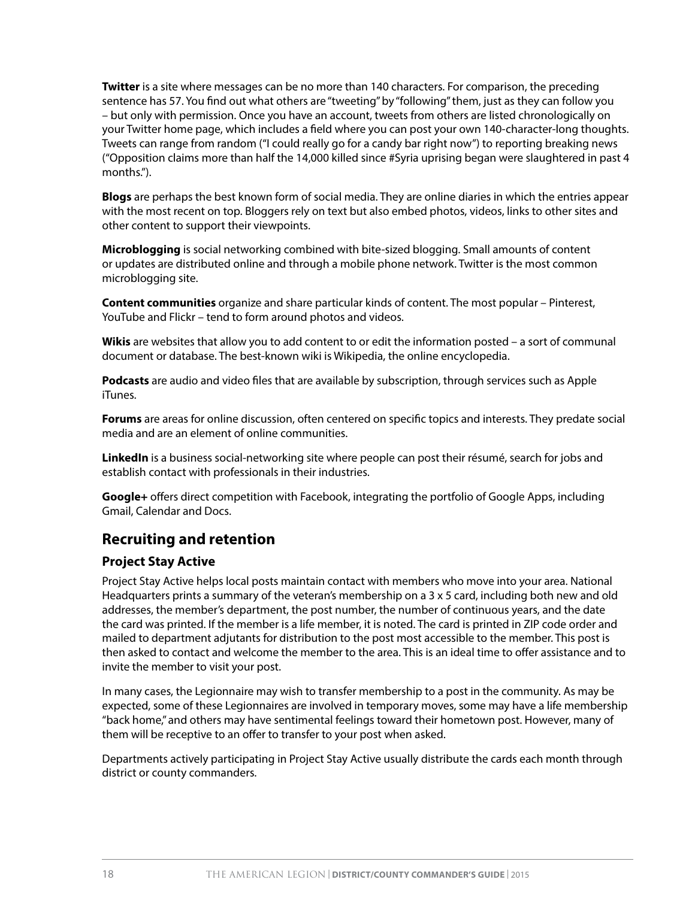**Twitter** is a site where messages can be no more than 140 characters. For comparison, the preceding sentence has 57. You find out what others are "tweeting" by "following" them, just as they can follow you – but only with permission. Once you have an account, tweets from others are listed chronologically on your Twitter home page, which includes a field where you can post your own 140-character-long thoughts. Tweets can range from random ("I could really go for a candy bar right now") to reporting breaking news ("Opposition claims more than half the 14,000 killed since #Syria uprising began were slaughtered in past 4 months.").

**Blogs** are perhaps the best known form of social media. They are online diaries in which the entries appear with the most recent on top. Bloggers rely on text but also embed photos, videos, links to other sites and other content to support their viewpoints.

**Microblogging** is social networking combined with bite-sized blogging. Small amounts of content or updates are distributed online and through a mobile phone network. Twitter is the most common microblogging site.

**Content communities** organize and share particular kinds of content. The most popular – Pinterest, YouTube and Flickr – tend to form around photos and videos.

**Wikis** are websites that allow you to add content to or edit the information posted – a sort of communal document or database. The best-known wiki is Wikipedia, the online encyclopedia.

**Podcasts** are audio and video files that are available by subscription, through services such as Apple iTunes.

**Forums** are areas for online discussion, often centered on specific topics and interests. They predate social media and are an element of online communities.

**LinkedIn** is a business social-networking site where people can post their résumé, search for jobs and establish contact with professionals in their industries.

**Google+** offers direct competition with Facebook, integrating the portfolio of Google Apps, including Gmail, Calendar and Docs.

## Recruiting and retention

### Project Stay Active

Project Stay Active helps local posts maintain contact with members who move into your area. National Headquarters prints a summary of the veteran's membership on a 3 x 5 card, including both new and old addresses, the member's department, the post number, the number of continuous years, and the date the card was printed. If the member is a life member, it is noted. The card is printed in ZIP code order and mailed to department adjutants for distribution to the post most accessible to the member. This post is then asked to contact and welcome the member to the area. This is an ideal time to offer assistance and to invite the member to visit your post.

In many cases, the Legionnaire may wish to transfer membership to a post in the community. As may be expected, some of these Legionnaires are involved in temporary moves, some may have a life membership "back home," and others may have sentimental feelings toward their hometown post. However, many of them will be receptive to an offer to transfer to your post when asked.

Departments actively participating in Project Stay Active usually distribute the cards each month through district or county commanders.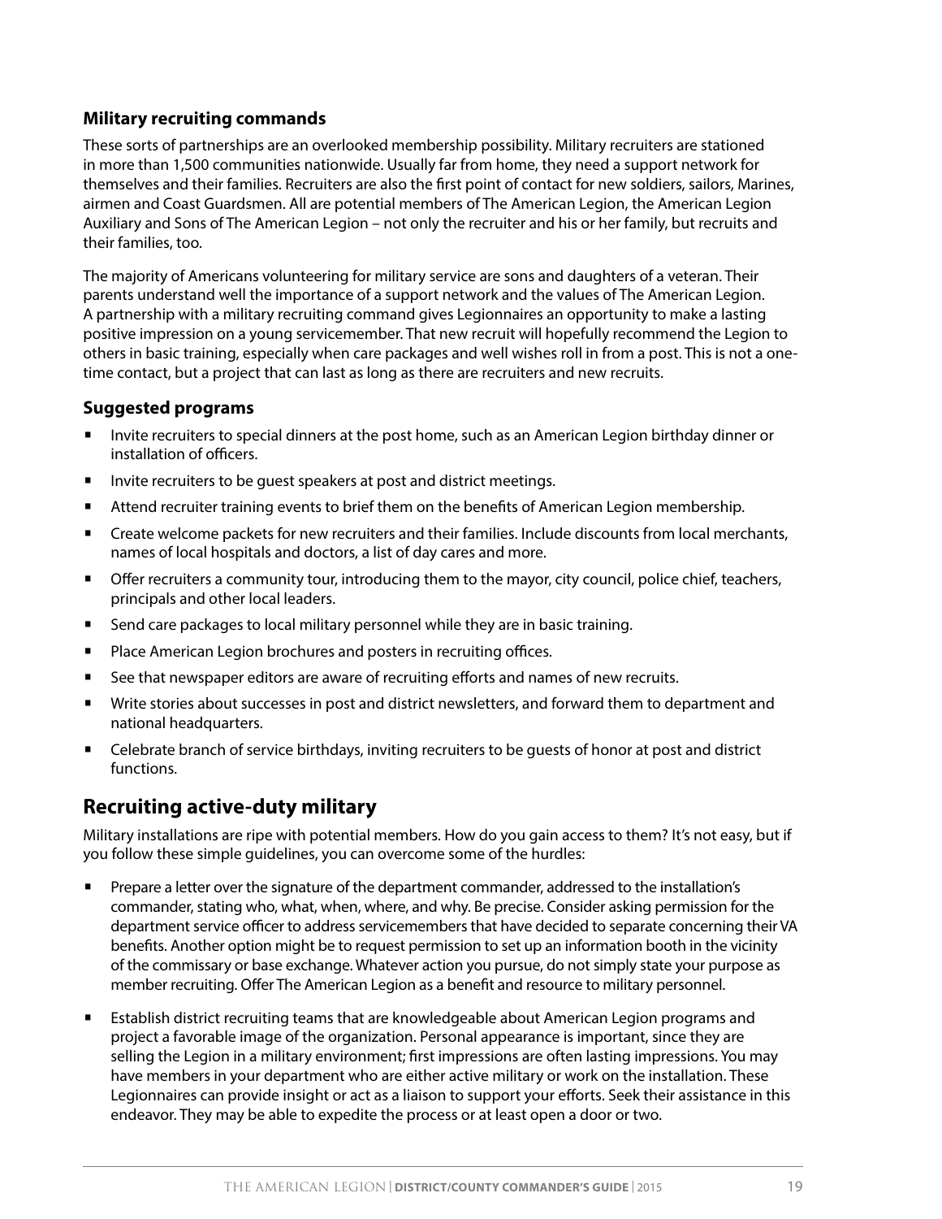### Military recruiting commands

These sorts of partnerships are an overlooked membership possibility. Military recruiters are stationed in more than 1,500 communities nationwide. Usually far from home, they need a support network for themselves and their families. Recruiters are also the first point of contact for new soldiers, sailors, Marines, airmen and Coast Guardsmen. All are potential members of The American Legion, the American Legion Auxiliary and Sons of The American Legion – not only the recruiter and his or her family, but recruits and their families, too.

The majority of Americans volunteering for military service are sons and daughters of a veteran. Their parents understand well the importance of a support network and the values of The American Legion. A partnership with a military recruiting command gives Legionnaires an opportunity to make a lasting positive impression on a young servicemember. That new recruit will hopefully recommend the Legion to others in basic training, especially when care packages and well wishes roll in from a post. This is not a one-time contact, but a project that can last as long as there are recruiters and new recruits.

### Suggested programs

- Invite recruiters to special dinners at the post home, such as an American Legion birthday dinner or installation of officers.
- Invite recruiters to be guest speakers at post and district meetings.
- Attend recruiter training events to brief them on the benefits of American Legion membership.
- Create welcome packets for new recruiters and their families. Include discounts from local merchants, names of local hospitals and doctors, a list of day cares and more.
- Offer recruiters a community tour, introducing them to the mayor, city council, police chief, teachers, principals and other local leaders.
- Send care packages to local military personnel while they are in basic training.
- Place American Legion brochures and posters in recruiting offices.
- See that newspaper editors are aware of recruiting efforts and names of new recruits.
- Write stories about successes in post and district newsletters, and forward them to department and national headquarters.
- Celebrate branch of service birthdays, inviting recruiters to be guests of honor at post and district functions.

## Recruiting active-duty military

Military installations are ripe with potential members. How do you gain access to them? It's not easy, but if you follow these simple guidelines, you can overcome some of the hurdles:

- Prepare a letter over the signature of the department commander, addressed to the installation's commander, stating who, what, when, where, and why. Be precise. Consider asking permission for the department service officer to address servicemembers that have decided to separate concerning their VA benefits. Another option might be to request permission to set up an information booth in the vicinity of the commissary or base exchange. Whatever action you pursue, do not simply state your purpose as member recruiting. Offer The American Legion as a benefit and resource to military personnel.

- Establish district recruiting teams that are knowledgeable about American Legion programs and project a favorable image of the organization. Personal appearance is important, since they are selling the Legion in a military environment; first impressions are often lasting impressions. You may have members in your department who are either active military or work on the installation. These Legionnaires can provide insight or act as a liaison to support your efforts. Seek their assistance in this endeavor. They may be able to expedite the process or at least open a door or two.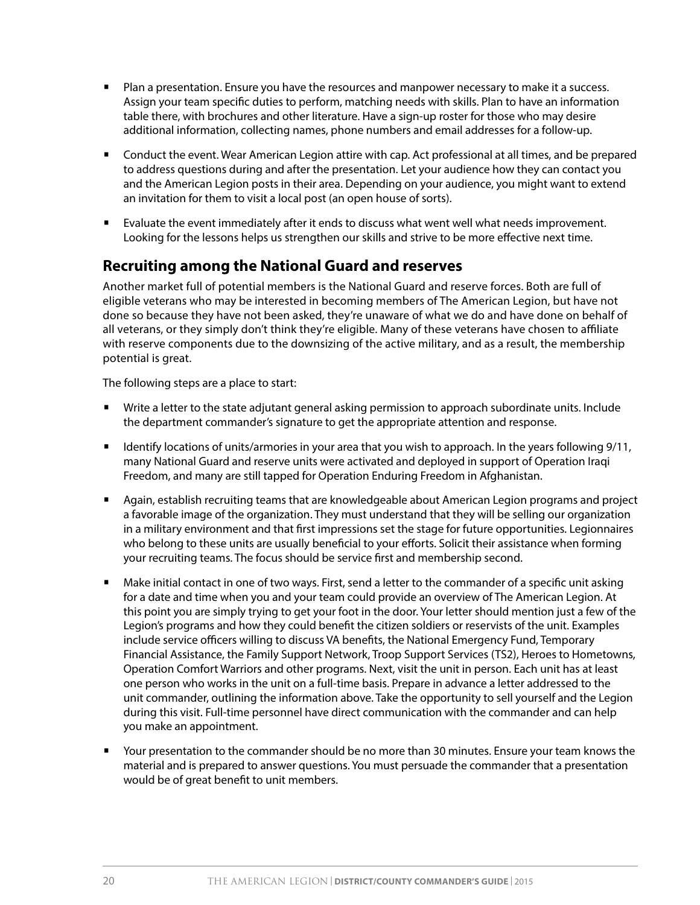- Plan a presentation. Ensure you have the resources and manpower necessary to make it a success. Assign your team specific duties to perform, matching needs with skills. Plan to have an information table there, with brochures and other literature. Have a sign-up roster for those who may desire additional information, collecting names, phone numbers and email addresses for a follow-up.
- Conduct the event. Wear American Legion attire with cap. Act professional at all times, and be prepared to address questions during and after the presentation. Let your audience how they can contact you and the American Legion posts in their area. Depending on your audience, you might want to extend an invitation for them to visit a local post (an open house of sorts).
- Evaluate the event immediately after it ends to discuss what went well what needs improvement. Looking for the lessons helps us strengthen our skills and strive to be more effective next time.

## Recruiting among the National Guard and reserves

Another market full of potential members is the National Guard and reserve forces. Both are full of eligible veterans who may be interested in becoming members of The American Legion, but have not done so because they have not been asked, they're unaware of what we do and have done on behalf of all veterans, or they simply don't think they're eligible. Many of these veterans have chosen to affiliate with reserve components due to the downsizing of the active military, and as a result, the membership potential is great.

The following steps are a place to start:

- Write a letter to the state adjutant general asking permission to approach subordinate units. Include the department commander's signature to get the appropriate attention and response.
- Identify locations of units/armories in your area that you wish to approach. In the years following 9/11, many National Guard and reserve units were activated and deployed in support of Operation Iraqi Freedom, and many are still tapped for Operation Enduring Freedom in Afghanistan.
- Again, establish recruiting teams that are knowledgeable about American Legion programs and project a favorable image of the organization. They must understand that they will be selling our organization in a military environment and that first impressions set the stage for future opportunities. Legionnaires who belong to these units are usually beneficial to your efforts. Solicit their assistance when forming your recruiting teams. The focus should be service first and membership second.
- Make initial contact in one of two ways. First, send a letter to the commander of a specific unit asking for a date and time when you and your team could provide an overview of The American Legion. At this point you are simply trying to get your foot in the door. Your letter should mention just a few of the Legion's programs and how they could benefit the citizen soldiers or reservists of the unit. Examples include service officers willing to discuss VA benefits, the National Emergency Fund, Temporary Financial Assistance, the Family Support Network, Troop Support Services (TS2), Heroes to Hometowns, Operation Comfort Warriors and other programs. Next, visit the unit in person. Each unit has at least one person who works in the unit on a full-time basis. Prepare in advance a letter addressed to the unit commander, outlining the information above. Take the opportunity to sell yourself and the Legion during this visit. Full-time personnel have direct communication with the commander and can help you make an appointment.
- Your presentation to the commander should be no more than 30 minutes. Ensure your team knows the material and is prepared to answer questions. You must persuade the commander that a presentation would be of great benefit to unit members.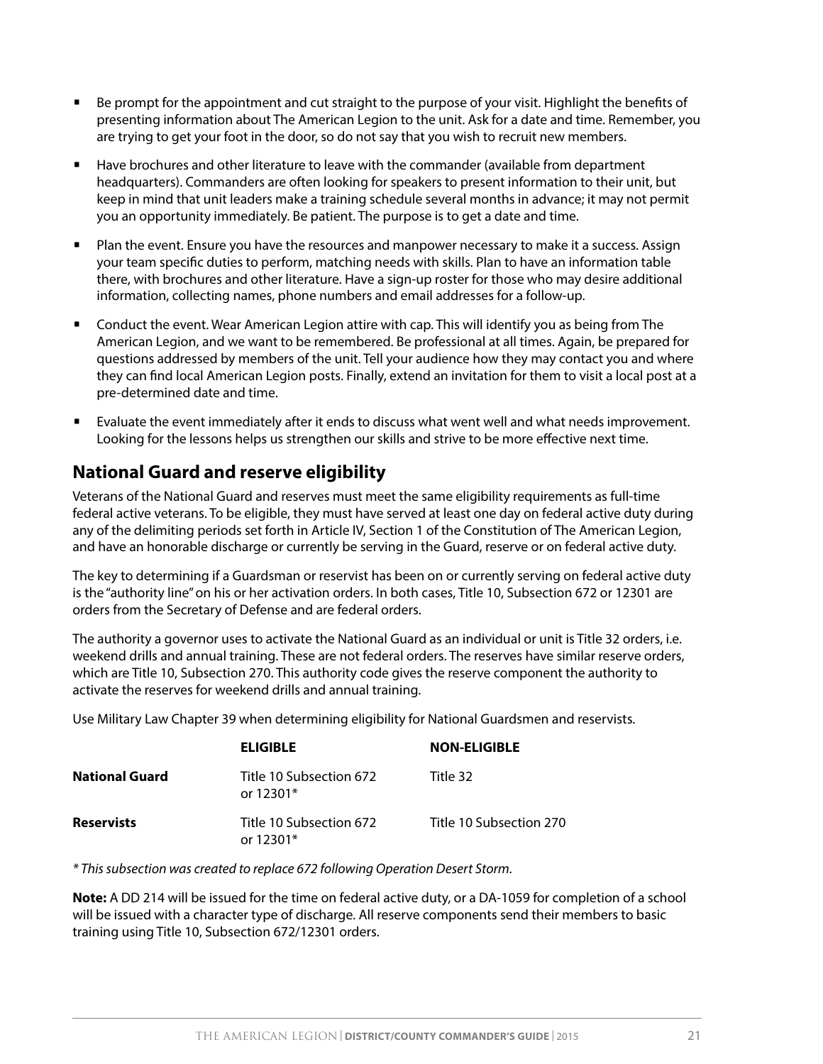- Be prompt for the appointment and cut straight to the purpose of your visit. Highlight the benefits of presenting information about The American Legion to the unit. Ask for a date and time. Remember, you are trying to get your foot in the door, so do not say that you wish to recruit new members.

- Have brochures and other literature to leave with the commander (available from department headquarters). Commanders are often looking for speakers to present information to their unit, but keep in mind that unit leaders make a training schedule several months in advance; it may not permit you an opportunity immediately. Be patient. The purpose is to get a date and time.

- Plan the event. Ensure you have the resources and manpower necessary to make it a success. Assign your team specific duties to perform, matching needs with skills. Plan to have an information table there, with brochures and other literature. Have a sign-up roster for those who may desire additional information, collecting names, phone numbers and email addresses for a follow-up.

- Conduct the event. Wear American Legion attire with cap. This will identify you as being from The American Legion, and we want to be remembered. Be professional at all times. Again, be prepared for questions addressed by members of the unit. Tell your audience how they may contact you and where they can find local American Legion posts. Finally, extend an invitation for them to visit a local post at a pre-determined date and time.

- Evaluate the event immediately after it ends to discuss what went well and what needs improvement. Looking for the lessons helps us strengthen our skills and strive to be more effective next time.

## National Guard and reserve eligibility

Veterans of the National Guard and reserves must meet the same eligibility requirements as full-time federal active veterans. To be eligible, they must have served at least one day on federal active duty during any of the delimiting periods set forth in Article IV, Section 1 of the Constitution of The American Legion, and have an honorable discharge or currently be serving in the Guard, reserve or on federal active duty.

The key to determining if a Guardsman or reservist has been on or currently serving on federal active duty is the "authority line" on his or her activation orders. In both cases, Title 10, Subsection 672 or 12301 are orders from the Secretary of Defense and are federal orders.

The authority a governor uses to activate the National Guard as an individual or unit is Title 32 orders, i.e. weekend drills and annual training. These are not federal orders. The reserves have similar reserve orders, which are Title 10, Subsection 270. This authority code gives the reserve component the authority to activate the reserves for weekend drills and annual training.

Use Military Law Chapter 39 when determining eligibility for National Guardsmen and reservists.

| | **ELIGIBLE** | **NON-ELIGIBLE** |
|---|---|---|
| **National Guard** | Title 10 Subsection 672 or 12301* | Title 32 |
| **Reservists** | Title 10 Subsection 672 or 12301* | Title 10 Subsection 270 |

*\* This subsection was created to replace 672 following Operation Desert Storm.*

**Note:** A DD 214 will be issued for the time on federal active duty, or a DA-1059 for completion of a school will be issued with a character type of discharge. All reserve components send their members to basic training using Title 10, Subsection 672/12301 orders.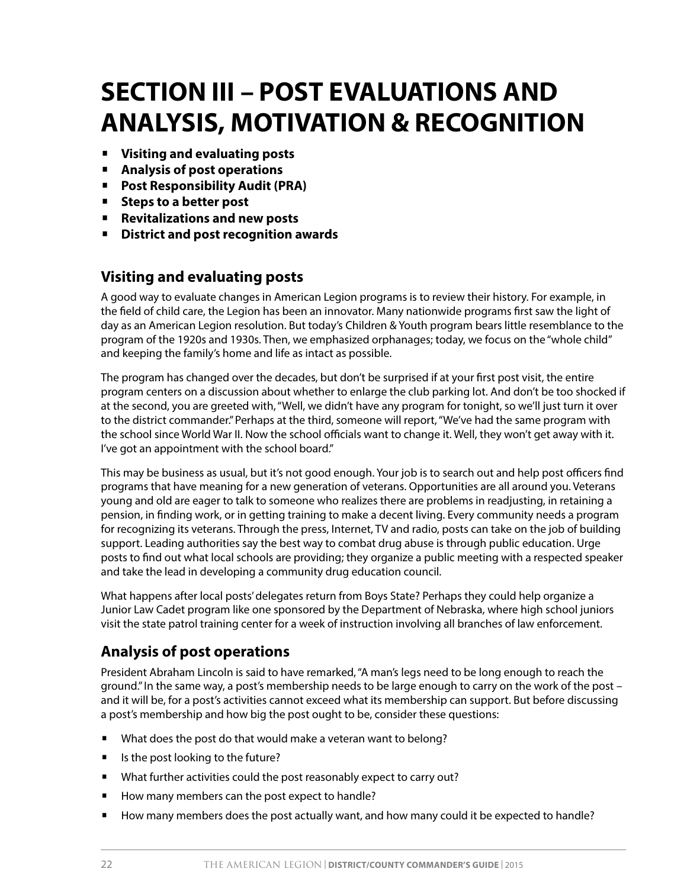# SECTION III – POST EVALUATIONS AND ANALYSIS, MOTIVATION & RECOGNITION

- **Visiting and evaluating posts**
- **Analysis of post operations**
- **Post Responsibility Audit (PRA)**
- **Steps to a better post**
- **Revitalizations and new posts**
- **District and post recognition awards**

## Visiting and evaluating posts

A good way to evaluate changes in American Legion programs is to review their history. For example, in the field of child care, the Legion has been an innovator. Many nationwide programs first saw the light of day as an American Legion resolution. But today's Children & Youth program bears little resemblance to the program of the 1920s and 1930s. Then, we emphasized orphanages; today, we focus on the "whole child" and keeping the family's home and life as intact as possible.

The program has changed over the decades, but don't be surprised if at your first post visit, the entire program centers on a discussion about whether to enlarge the club parking lot. And don't be too shocked if at the second, you are greeted with, "Well, we didn't have any program for tonight, so we'll just turn it over to the district commander." Perhaps at the third, someone will report, "We've had the same program with the school since World War II. Now the school officials want to change it. Well, they won't get away with it. I've got an appointment with the school board."

This may be business as usual, but it's not good enough. Your job is to search out and help post officers find programs that have meaning for a new generation of veterans. Opportunities are all around you. Veterans young and old are eager to talk to someone who realizes there are problems in readjusting, in retaining a pension, in finding work, or in getting training to make a decent living. Every community needs a program for recognizing its veterans. Through the press, Internet, TV and radio, posts can take on the job of building support. Leading authorities say the best way to combat drug abuse is through public education. Urge posts to find out what local schools are providing; they organize a public meeting with a respected speaker and take the lead in developing a community drug education council.

What happens after local posts' delegates return from Boys State? Perhaps they could help organize a Junior Law Cadet program like one sponsored by the Department of Nebraska, where high school juniors visit the state patrol training center for a week of instruction involving all branches of law enforcement.

## Analysis of post operations

President Abraham Lincoln is said to have remarked, "A man's legs need to be long enough to reach the ground." In the same way, a post's membership needs to be large enough to carry on the work of the post – and it will be, for a post's activities cannot exceed what its membership can support. But before discussing a post's membership and how big the post ought to be, consider these questions:

- What does the post do that would make a veteran want to belong?
- Is the post looking to the future?
- What further activities could the post reasonably expect to carry out?
- How many members can the post expect to handle?
- How many members does the post actually want, and how many could it be expected to handle?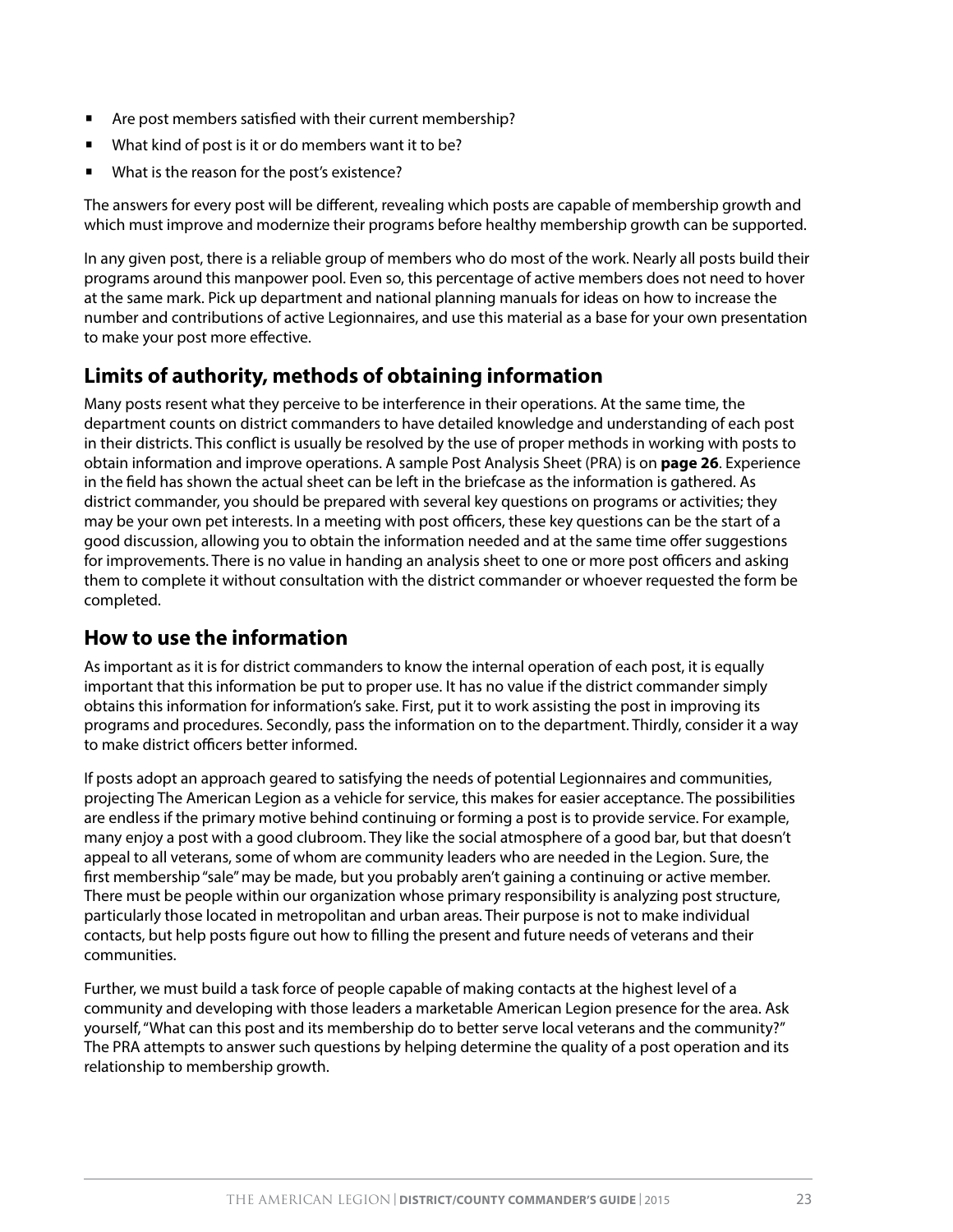- Are post members satisfied with their current membership?
- What kind of post is it or do members want it to be?
- What is the reason for the post's existence?

The answers for every post will be different, revealing which posts are capable of membership growth and which must improve and modernize their programs before healthy membership growth can be supported.

In any given post, there is a reliable group of members who do most of the work. Nearly all posts build their programs around this manpower pool. Even so, this percentage of active members does not need to hover at the same mark. Pick up department and national planning manuals for ideas on how to increase the number and contributions of active Legionnaires, and use this material as a base for your own presentation to make your post more effective.

## Limits of authority, methods of obtaining information

Many posts resent what they perceive to be interference in their operations. At the same time, the department counts on district commanders to have detailed knowledge and understanding of each post in their districts. This conflict is usually be resolved by the use of proper methods in working with posts to obtain information and improve operations. A sample Post Analysis Sheet (PRA) is on **page 26**. Experience in the field has shown the actual sheet can be left in the briefcase as the information is gathered. As district commander, you should be prepared with several key questions on programs or activities; they may be your own pet interests. In a meeting with post officers, these key questions can be the start of a good discussion, allowing you to obtain the information needed and at the same time offer suggestions for improvements. There is no value in handing an analysis sheet to one or more post officers and asking them to complete it without consultation with the district commander or whoever requested the form be completed.

## How to use the information

As important as it is for district commanders to know the internal operation of each post, it is equally important that this information be put to proper use. It has no value if the district commander simply obtains this information for information's sake. First, put it to work assisting the post in improving its programs and procedures. Secondly, pass the information on to the department. Thirdly, consider it a way to make district officers better informed.

If posts adopt an approach geared to satisfying the needs of potential Legionnaires and communities, projecting The American Legion as a vehicle for service, this makes for easier acceptance. The possibilities are endless if the primary motive behind continuing or forming a post is to provide service. For example, many enjoy a post with a good clubroom. They like the social atmosphere of a good bar, but that doesn't appeal to all veterans, some of whom are community leaders who are needed in the Legion. Sure, the first membership "sale" may be made, but you probably aren't gaining a continuing or active member. There must be people within our organization whose primary responsibility is analyzing post structure, particularly those located in metropolitan and urban areas. Their purpose is not to make individual contacts, but help posts figure out how to filling the present and future needs of veterans and their communities.

Further, we must build a task force of people capable of making contacts at the highest level of a community and developing with those leaders a marketable American Legion presence for the area. Ask yourself, "What can this post and its membership do to better serve local veterans and the community?" The PRA attempts to answer such questions by helping determine the quality of a post operation and its relationship to membership growth.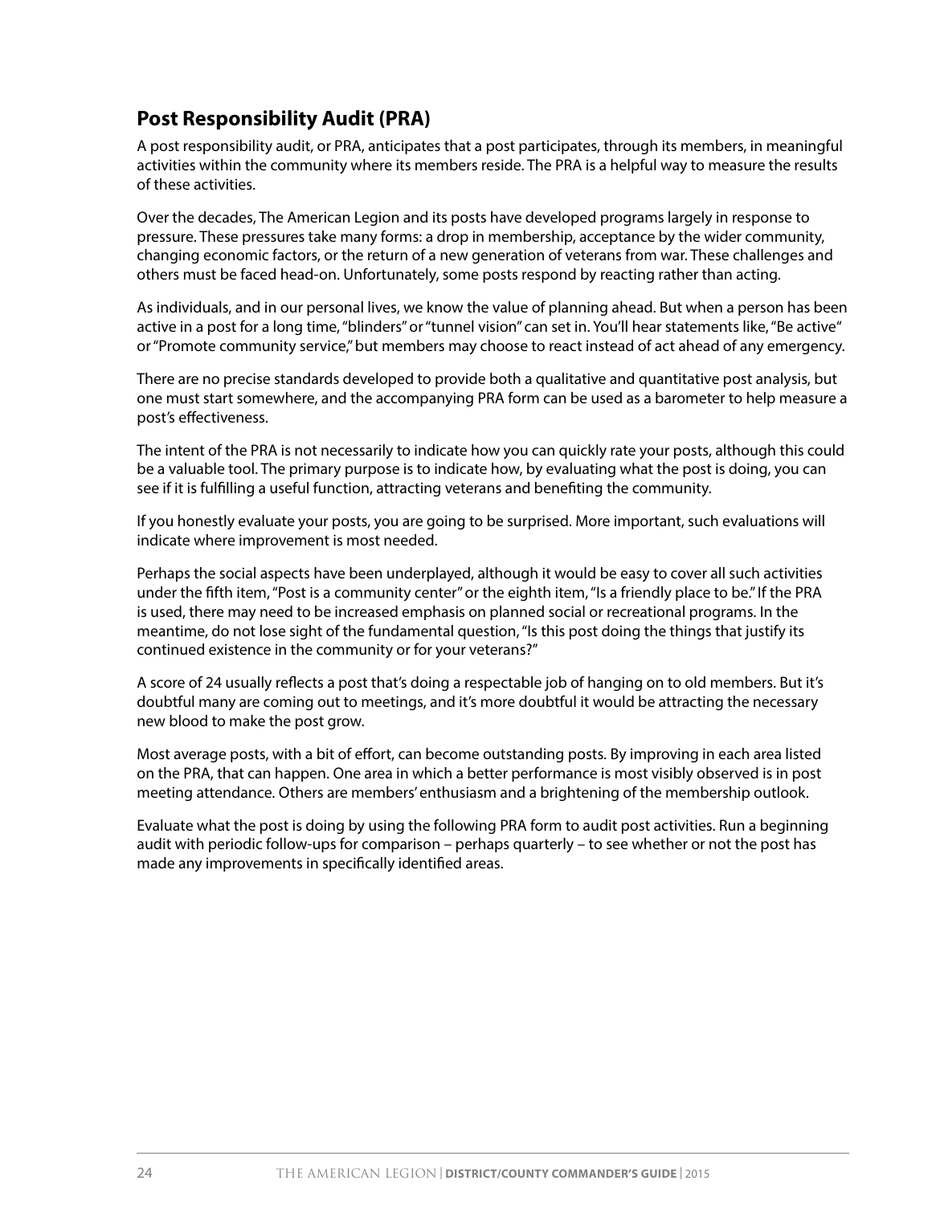## Post Responsibility Audit (PRA)

A post responsibility audit, or PRA, anticipates that a post participates, through its members, in meaningful activities within the community where its members reside. The PRA is a helpful way to measure the results of these activities.

Over the decades, The American Legion and its posts have developed programs largely in response to pressure. These pressures take many forms: a drop in membership, acceptance by the wider community, changing economic factors, or the return of a new generation of veterans from war. These challenges and others must be faced head-on. Unfortunately, some posts respond by reacting rather than acting.

As individuals, and in our personal lives, we know the value of planning ahead. But when a person has been active in a post for a long time, "blinders" or "tunnel vision" can set in. You'll hear statements like, "Be active" or "Promote community service," but members may choose to react instead of act ahead of any emergency.

There are no precise standards developed to provide both a qualitative and quantitative post analysis, but one must start somewhere, and the accompanying PRA form can be used as a barometer to help measure a post's effectiveness.

The intent of the PRA is not necessarily to indicate how you can quickly rate your posts, although this could be a valuable tool. The primary purpose is to indicate how, by evaluating what the post is doing, you can see if it is fulfilling a useful function, attracting veterans and benefiting the community.

If you honestly evaluate your posts, you are going to be surprised. More important, such evaluations will indicate where improvement is most needed.

Perhaps the social aspects have been underplayed, although it would be easy to cover all such activities under the fifth item, "Post is a community center" or the eighth item, "Is a friendly place to be." If the PRA is used, there may need to be increased emphasis on planned social or recreational programs. In the meantime, do not lose sight of the fundamental question, "Is this post doing the things that justify its continued existence in the community or for your veterans?"

A score of 24 usually reflects a post that's doing a respectable job of hanging on to old members. But it's doubtful many are coming out to meetings, and it's more doubtful it would be attracting the necessary new blood to make the post grow.

Most average posts, with a bit of effort, can become outstanding posts. By improving in each area listed on the PRA, that can happen. One area in which a better performance is most visibly observed is in post meeting attendance. Others are members' enthusiasm and a brightening of the membership outlook.

Evaluate what the post is doing by using the following PRA form to audit post activities. Run a beginning audit with periodic follow-ups for comparison – perhaps quarterly – to see whether or not the post has made any improvements in specifically identified areas.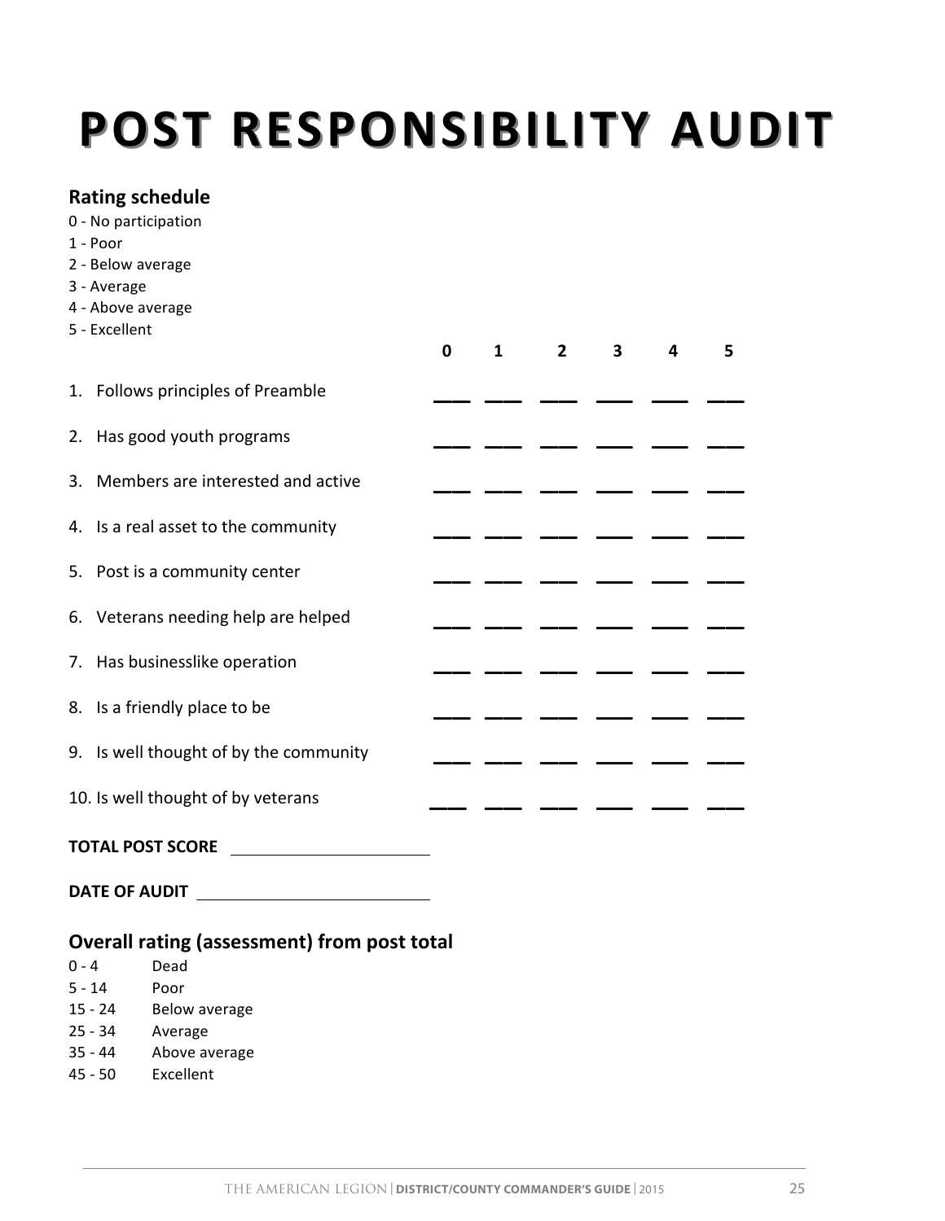# POST RESPONSIBILITY AUDIT

## Rating schedule

0 - No participation
1 - Poor
2 - Below average
3 - Average
4 - Above average
5 - Excellent

| | 0 | 1 | 2 | 3 | 4 | 5 |
|---|---|---|---|---|---|---|
| 1. Follows principles of Preamble | ___ | ___ | ___ | ___ | ___ | ___ |
| 2. Has good youth programs | ___ | ___ | ___ | ___ | ___ | ___ |
| 3. Members are interested and active | ___ | ___ | ___ | ___ | ___ | ___ |
| 4. Is a real asset to the community | ___ | ___ | ___ | ___ | ___ | ___ |
| 5. Post is a community center | ___ | ___ | ___ | ___ | ___ | ___ |
| 6. Veterans needing help are helped | ___ | ___ | ___ | ___ | ___ | ___ |
| 7. Has businesslike operation | ___ | ___ | ___ | ___ | ___ | ___ |
| 8. Is a friendly place to be | ___ | ___ | ___ | ___ | ___ | ___ |
| 9. Is well thought of by the community | ___ | ___ | ___ | ___ | ___ | ___ |
| 10. Is well thought of by veterans | ___ | ___ | ___ | ___ | ___ | ___ |

**TOTAL POST SCORE** ______________________

**DATE OF AUDIT** ______________________

## Overall rating (assessment) from post total

| | |
|---|---|
| 0 - 4 | Dead |
| 5 - 14 | Poor |
| 15 - 24 | Below average |
| 25 - 34 | Average |
| 35 - 44 | Above average |
| 45 - 50 | Excellent |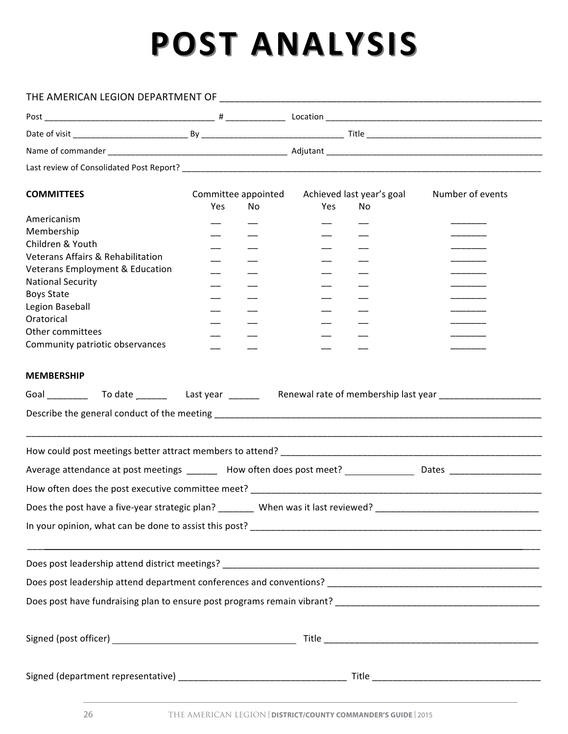# POST ANALYSIS

THE AMERICAN LEGION DEPARTMENT OF ____________________________________________

Post ______________________ # __________ Location ______________________________

Date of visit __________________ By ______________________ Title ______________________

Name of commander ______________________________ Adjutant ______________________________

Last review of Consolidated Post Report? ____________________________________________

| COMMITTEES | Committee appointed | | Achieved last year's goal | | Number of events |
|---|---|---|---|---|---|
| | Yes | No | Yes | No | |
| Americanism | __ | __ | __ | __ | _______ |
| Membership | __ | __ | __ | __ | _______ |
| Children & Youth | __ | __ | __ | __ | _______ |
| Veterans Affairs & Rehabilitation | __ | __ | __ | __ | _______ |
| Veterans Employment & Education | __ | __ | __ | __ | _______ |
| National Security | __ | __ | __ | __ | _______ |
| Boys State | __ | __ | __ | __ | _______ |
| Legion Baseball | __ | __ | __ | __ | _______ |
| Oratorical | __ | __ | __ | __ | _______ |
| Other committees | __ | __ | __ | __ | _______ |
| Community patriotic observances | __ | __ | __ | __ | _______ |

**MEMBERSHIP**

Goal ________ To date ______ Last year ______ Renewal rate of membership last year ____________________

Describe the general conduct of the meeting ______________________________________________

__________________________________________________________________________________

How could post meetings better attract members to attend? ____________________________________

Average attendance at post meetings ______ How often does post meet? _____________ Dates __________________

How often does the post executive committee meet? ______________________________________

Does the post have a five-year strategic plan? _______ When was it last reviewed? ______________________

In your opinion, what can be done to assist this post? ____________________________________

__________________________________________________________________________________

Does post leadership attend district meetings? __________________________________________

Does post leadership attend department conferences and conventions? _________________________

Does post have fundraising plan to ensure post programs remain vibrant? ______________________

Signed (post officer) ______________________________ Title ______________________________

Signed (department representative) ______________________________ Title ______________________________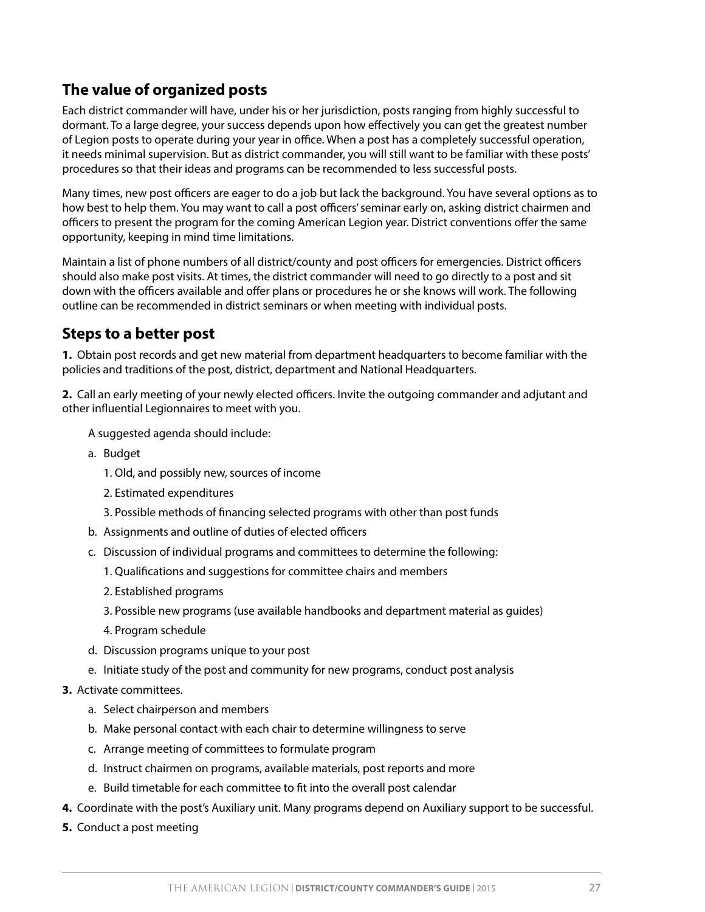## The value of organized posts

Each district commander will have, under his or her jurisdiction, posts ranging from highly successful to dormant. To a large degree, your success depends upon how effectively you can get the greatest number of Legion posts to operate during your year in office. When a post has a completely successful operation, it needs minimal supervision. But as district commander, you will still want to be familiar with these posts' procedures so that their ideas and programs can be recommended to less successful posts.

Many times, new post officers are eager to do a job but lack the background. You have several options as to how best to help them. You may want to call a post officers' seminar early on, asking district chairmen and officers to present the program for the coming American Legion year. District conventions offer the same opportunity, keeping in mind time limitations.

Maintain a list of phone numbers of all district/county and post officers for emergencies. District officers should also make post visits. At times, the district commander will need to go directly to a post and sit down with the officers available and offer plans or procedures he or she knows will work. The following outline can be recommended in district seminars or when meeting with individual posts.

## Steps to a better post

**1.** Obtain post records and get new material from department headquarters to become familiar with the policies and traditions of the post, district, department and National Headquarters.

**2.** Call an early meeting of your newly elected officers. Invite the outgoing commander and adjutant and other influential Legionnaires to meet with you.

A suggested agenda should include:

- a. Budget
  - 1. Old, and possibly new, sources of income
  - 2. Estimated expenditures
  - 3. Possible methods of financing selected programs with other than post funds
- b. Assignments and outline of duties of elected officers
- c. Discussion of individual programs and committees to determine the following:
  - 1. Qualifications and suggestions for committee chairs and members
  - 2. Established programs
  - 3. Possible new programs (use available handbooks and department material as guides)
  - 4. Program schedule
- d. Discussion programs unique to your post
- e. Initiate study of the post and community for new programs, conduct post analysis

**3.** Activate committees.

- a. Select chairperson and members
- b. Make personal contact with each chair to determine willingness to serve
- c. Arrange meeting of committees to formulate program
- d. Instruct chairmen on programs, available materials, post reports and more
- e. Build timetable for each committee to fit into the overall post calendar

**4.** Coordinate with the post's Auxiliary unit. Many programs depend on Auxiliary support to be successful.

**5.** Conduct a post meeting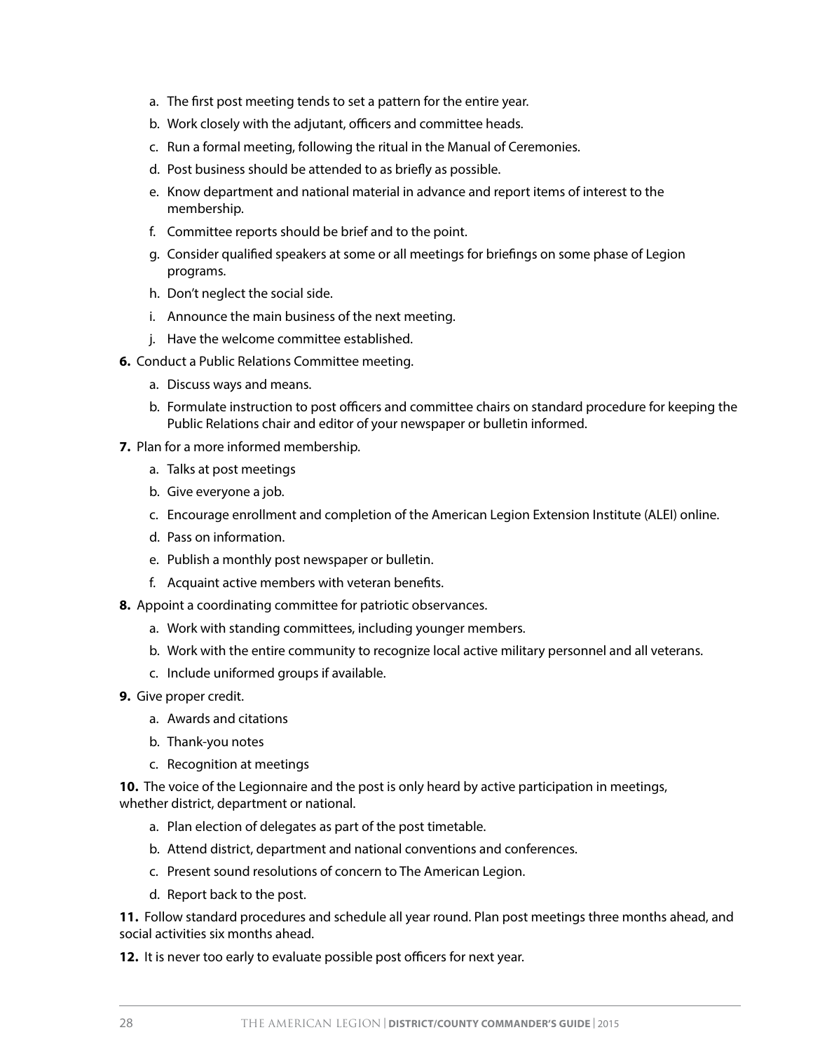a. The first post meeting tends to set a pattern for the entire year.

b. Work closely with the adjutant, officers and committee heads.

c. Run a formal meeting, following the ritual in the Manual of Ceremonies.

d. Post business should be attended to as briefly as possible.

e. Know department and national material in advance and report items of interest to the membership.

f. Committee reports should be brief and to the point.

g. Consider qualified speakers at some or all meetings for briefings on some phase of Legion programs.

h. Don't neglect the social side.

i. Announce the main business of the next meeting.

j. Have the welcome committee established.

**6.** Conduct a Public Relations Committee meeting.

a. Discuss ways and means.

b. Formulate instruction to post officers and committee chairs on standard procedure for keeping the Public Relations chair and editor of your newspaper or bulletin informed.

**7.** Plan for a more informed membership.

a. Talks at post meetings

b. Give everyone a job.

c. Encourage enrollment and completion of the American Legion Extension Institute (ALEI) online.

d. Pass on information.

e. Publish a monthly post newspaper or bulletin.

f. Acquaint active members with veteran benefits.

**8.** Appoint a coordinating committee for patriotic observances.

a. Work with standing committees, including younger members.

b. Work with the entire community to recognize local active military personnel and all veterans.

c. Include uniformed groups if available.

**9.** Give proper credit.

a. Awards and citations

b. Thank-you notes

c. Recognition at meetings

**10.** The voice of the Legionnaire and the post is only heard by active participation in meetings, whether district, department or national.

a. Plan election of delegates as part of the post timetable.

b. Attend district, department and national conventions and conferences.

c. Present sound resolutions of concern to The American Legion.

d. Report back to the post.

**11.** Follow standard procedures and schedule all year round. Plan post meetings three months ahead, and social activities six months ahead.

**12.** It is never too early to evaluate possible post officers for next year.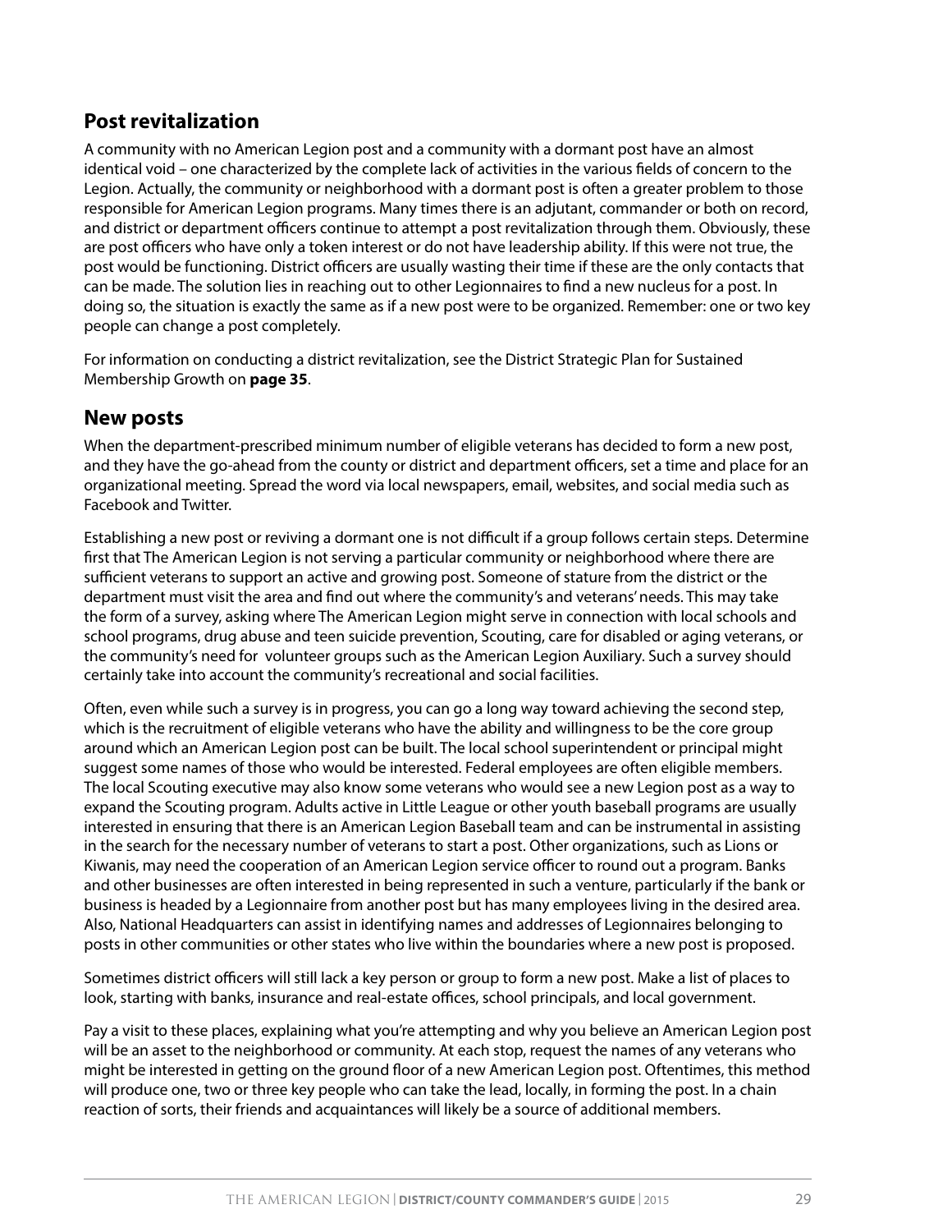## Post revitalization

A community with no American Legion post and a community with a dormant post have an almost identical void – one characterized by the complete lack of activities in the various fields of concern to the Legion. Actually, the community or neighborhood with a dormant post is often a greater problem to those responsible for American Legion programs. Many times there is an adjutant, commander or both on record, and district or department officers continue to attempt a post revitalization through them. Obviously, these are post officers who have only a token interest or do not have leadership ability. If this were not true, the post would be functioning. District officers are usually wasting their time if these are the only contacts that can be made. The solution lies in reaching out to other Legionnaires to find a new nucleus for a post. In doing so, the situation is exactly the same as if a new post were to be organized. Remember: one or two key people can change a post completely.

For information on conducting a district revitalization, see the District Strategic Plan for Sustained Membership Growth on **page 35**.

## New posts

When the department-prescribed minimum number of eligible veterans has decided to form a new post, and they have the go-ahead from the county or district and department officers, set a time and place for an organizational meeting. Spread the word via local newspapers, email, websites, and social media such as Facebook and Twitter.

Establishing a new post or reviving a dormant one is not difficult if a group follows certain steps. Determine first that The American Legion is not serving a particular community or neighborhood where there are sufficient veterans to support an active and growing post. Someone of stature from the district or the department must visit the area and find out where the community's and veterans' needs. This may take the form of a survey, asking where The American Legion might serve in connection with local schools and school programs, drug abuse and teen suicide prevention, Scouting, care for disabled or aging veterans, or the community's need for volunteer groups such as the American Legion Auxiliary. Such a survey should certainly take into account the community's recreational and social facilities.

Often, even while such a survey is in progress, you can go a long way toward achieving the second step, which is the recruitment of eligible veterans who have the ability and willingness to be the core group around which an American Legion post can be built. The local school superintendent or principal might suggest some names of those who would be interested. Federal employees are often eligible members. The local Scouting executive may also know some veterans who would see a new Legion post as a way to expand the Scouting program. Adults active in Little League or other youth baseball programs are usually interested in ensuring that there is an American Legion Baseball team and can be instrumental in assisting in the search for the necessary number of veterans to start a post. Other organizations, such as Lions or Kiwanis, may need the cooperation of an American Legion service officer to round out a program. Banks and other businesses are often interested in being represented in such a venture, particularly if the bank or business is headed by a Legionnaire from another post but has many employees living in the desired area. Also, National Headquarters can assist in identifying names and addresses of Legionnaires belonging to posts in other communities or other states who live within the boundaries where a new post is proposed.

Sometimes district officers will still lack a key person or group to form a new post. Make a list of places to look, starting with banks, insurance and real-estate offices, school principals, and local government.

Pay a visit to these places, explaining what you're attempting and why you believe an American Legion post will be an asset to the neighborhood or community. At each stop, request the names of any veterans who might be interested in getting on the ground floor of a new American Legion post. Oftentimes, this method will produce one, two or three key people who can take the lead, locally, in forming the post. In a chain reaction of sorts, their friends and acquaintances will likely be a source of additional members.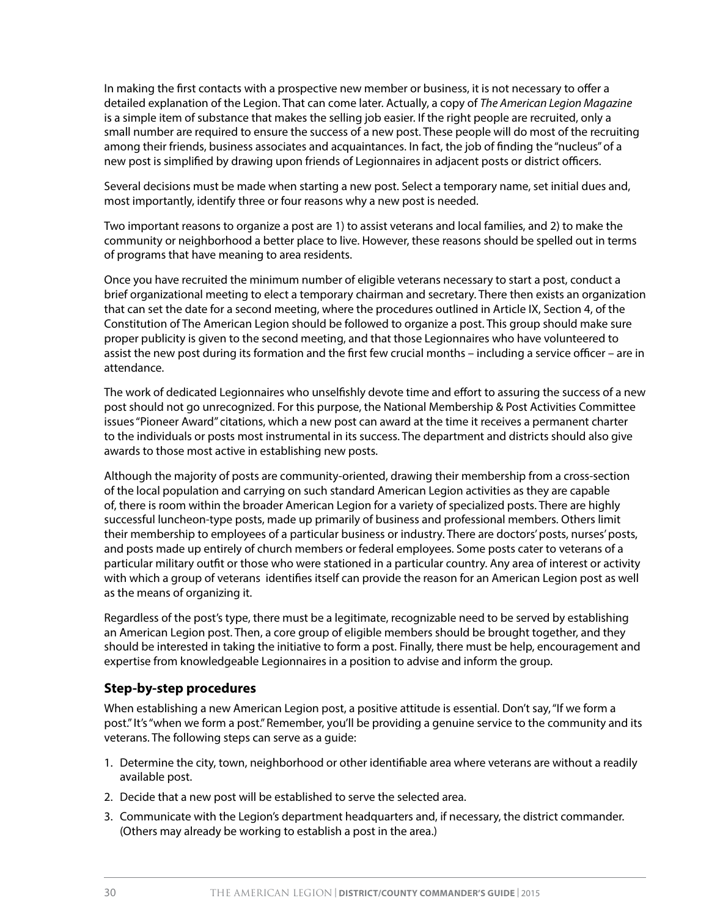In making the first contacts with a prospective new member or business, it is not necessary to offer a detailed explanation of the Legion. That can come later. Actually, a copy of *The American Legion Magazine* is a simple item of substance that makes the selling job easier. If the right people are recruited, only a small number are required to ensure the success of a new post. These people will do most of the recruiting among their friends, business associates and acquaintances. In fact, the job of finding the "nucleus" of a new post is simplified by drawing upon friends of Legionnaires in adjacent posts or district officers.

Several decisions must be made when starting a new post. Select a temporary name, set initial dues and, most importantly, identify three or four reasons why a new post is needed.

Two important reasons to organize a post are 1) to assist veterans and local families, and 2) to make the community or neighborhood a better place to live. However, these reasons should be spelled out in terms of programs that have meaning to area residents.

Once you have recruited the minimum number of eligible veterans necessary to start a post, conduct a brief organizational meeting to elect a temporary chairman and secretary. There then exists an organization that can set the date for a second meeting, where the procedures outlined in Article IX, Section 4, of the Constitution of The American Legion should be followed to organize a post. This group should make sure proper publicity is given to the second meeting, and that those Legionnaires who have volunteered to assist the new post during its formation and the first few crucial months – including a service officer – are in attendance.

The work of dedicated Legionnaires who unselfishly devote time and effort to assuring the success of a new post should not go unrecognized. For this purpose, the National Membership & Post Activities Committee issues "Pioneer Award" citations, which a new post can award at the time it receives a permanent charter to the individuals or posts most instrumental in its success. The department and districts should also give awards to those most active in establishing new posts.

Although the majority of posts are community-oriented, drawing their membership from a cross-section of the local population and carrying on such standard American Legion activities as they are capable of, there is room within the broader American Legion for a variety of specialized posts. There are highly successful luncheon-type posts, made up primarily of business and professional members. Others limit their membership to employees of a particular business or industry. There are doctors' posts, nurses' posts, and posts made up entirely of church members or federal employees. Some posts cater to veterans of a particular military outfit or those who were stationed in a particular country. Any area of interest or activity with which a group of veterans identifies itself can provide the reason for an American Legion post as well as the means of organizing it.

Regardless of the post's type, there must be a legitimate, recognizable need to be served by establishing an American Legion post. Then, a core group of eligible members should be brought together, and they should be interested in taking the initiative to form a post. Finally, there must be help, encouragement and expertise from knowledgeable Legionnaires in a position to advise and inform the group.

### Step-by-step procedures

When establishing a new American Legion post, a positive attitude is essential. Don't say, "If we form a post." It's "when we form a post." Remember, you'll be providing a genuine service to the community and its veterans. The following steps can serve as a guide:

1. Determine the city, town, neighborhood or other identifiable area where veterans are without a readily available post.
2. Decide that a new post will be established to serve the selected area.
3. Communicate with the Legion's department headquarters and, if necessary, the district commander. (Others may already be working to establish a post in the area.)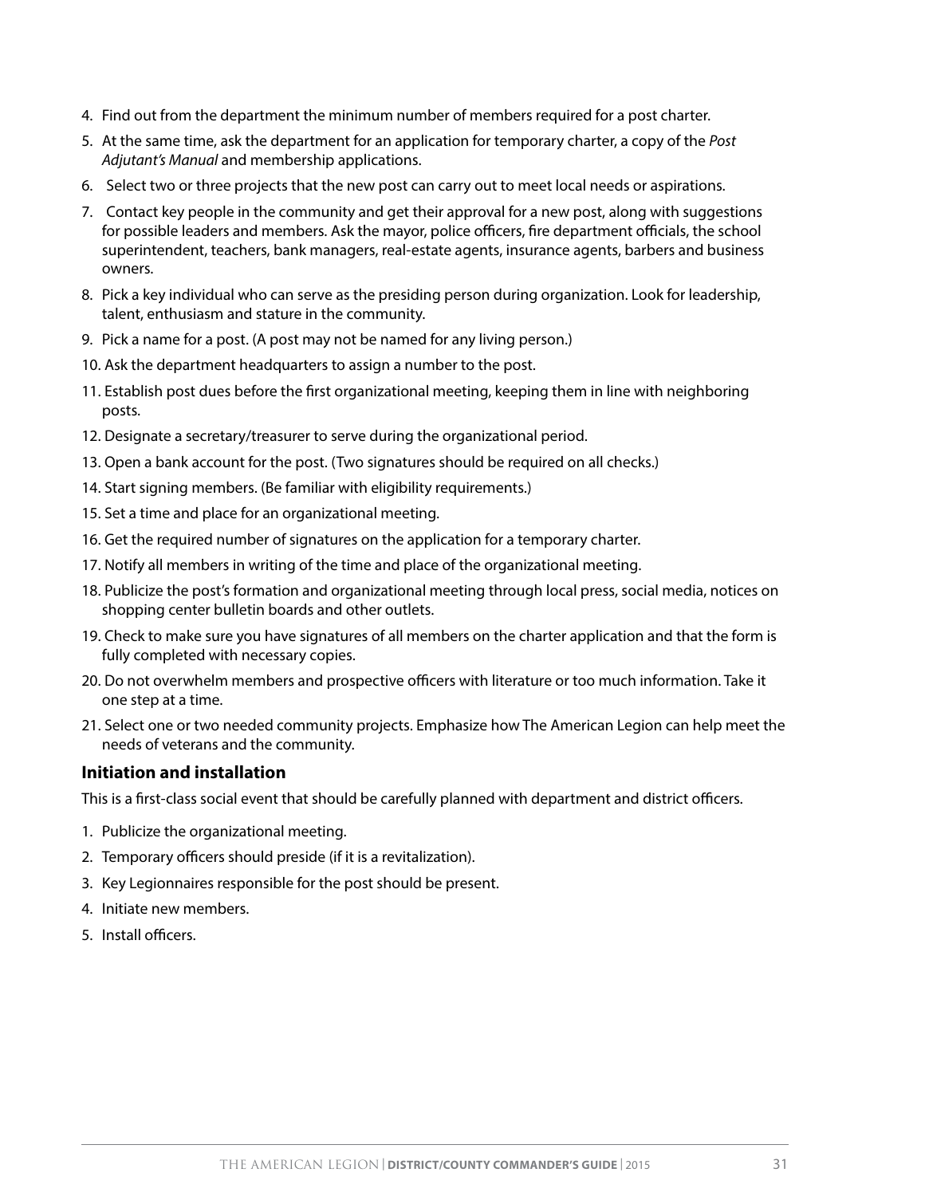4. Find out from the department the minimum number of members required for a post charter.
5. At the same time, ask the department for an application for temporary charter, a copy of the *Post Adjutant's Manual* and membership applications.
6. Select two or three projects that the new post can carry out to meet local needs or aspirations.
7. Contact key people in the community and get their approval for a new post, along with suggestions for possible leaders and members. Ask the mayor, police officers, fire department officials, the school superintendent, teachers, bank managers, real-estate agents, insurance agents, barbers and business owners.
8. Pick a key individual who can serve as the presiding person during organization. Look for leadership, talent, enthusiasm and stature in the community.
9. Pick a name for a post. (A post may not be named for any living person.)
10. Ask the department headquarters to assign a number to the post.
11. Establish post dues before the first organizational meeting, keeping them in line with neighboring posts.
12. Designate a secretary/treasurer to serve during the organizational period.
13. Open a bank account for the post. (Two signatures should be required on all checks.)
14. Start signing members. (Be familiar with eligibility requirements.)
15. Set a time and place for an organizational meeting.
16. Get the required number of signatures on the application for a temporary charter.
17. Notify all members in writing of the time and place of the organizational meeting.
18. Publicize the post's formation and organizational meeting through local press, social media, notices on shopping center bulletin boards and other outlets.
19. Check to make sure you have signatures of all members on the charter application and that the form is fully completed with necessary copies.
20. Do not overwhelm members and prospective officers with literature or too much information. Take it one step at a time.
21. Select one or two needed community projects. Emphasize how The American Legion can help meet the needs of veterans and the community.

### Initiation and installation

This is a first-class social event that should be carefully planned with department and district officers.

1. Publicize the organizational meeting.
2. Temporary officers should preside (if it is a revitalization).
3. Key Legionnaires responsible for the post should be present.
4. Initiate new members.
5. Install officers.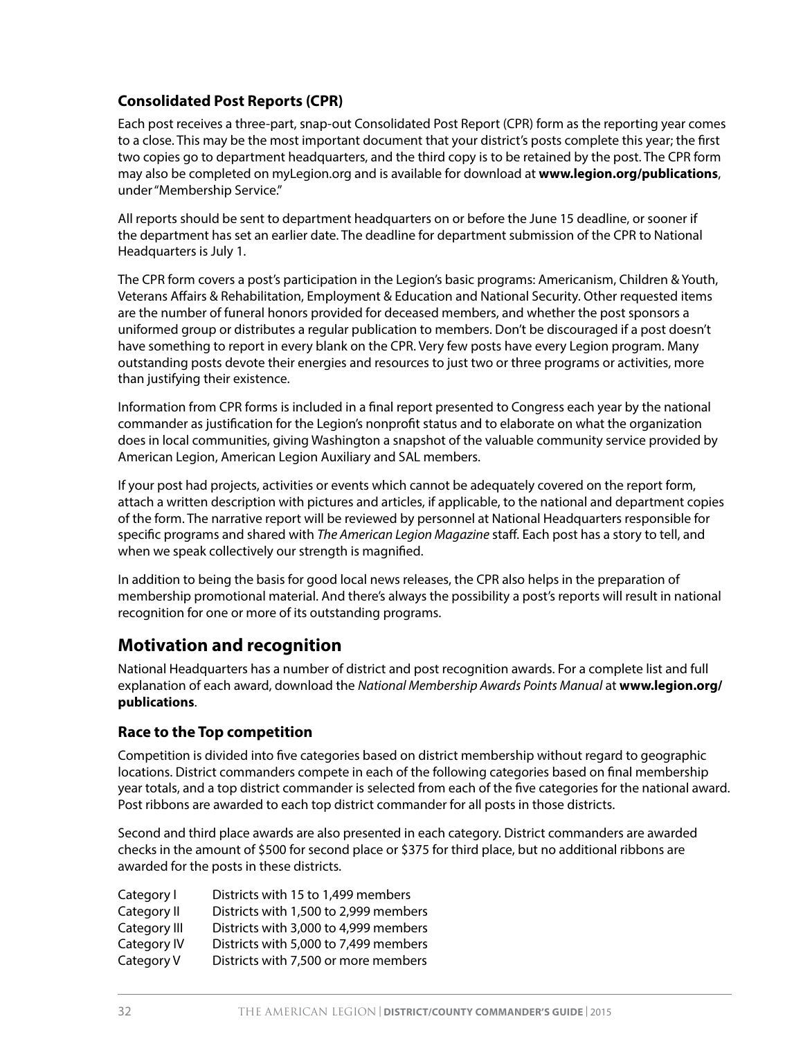### Consolidated Post Reports (CPR)

Each post receives a three-part, snap-out Consolidated Post Report (CPR) form as the reporting year comes to a close. This may be the most important document that your district's posts complete this year; the first two copies go to department headquarters, and the third copy is to be retained by the post. The CPR form may also be completed on myLegion.org and is available for download at **www.legion.org/publications**, under "Membership Service."

All reports should be sent to department headquarters on or before the June 15 deadline, or sooner if the department has set an earlier date. The deadline for department submission of the CPR to National Headquarters is July 1.

The CPR form covers a post's participation in the Legion's basic programs: Americanism, Children & Youth, Veterans Affairs & Rehabilitation, Employment & Education and National Security. Other requested items are the number of funeral honors provided for deceased members, and whether the post sponsors a uniformed group or distributes a regular publication to members. Don't be discouraged if a post doesn't have something to report in every blank on the CPR. Very few posts have every Legion program. Many outstanding posts devote their energies and resources to just two or three programs or activities, more than justifying their existence.

Information from CPR forms is included in a final report presented to Congress each year by the national commander as justification for the Legion's nonprofit status and to elaborate on what the organization does in local communities, giving Washington a snapshot of the valuable community service provided by American Legion, American Legion Auxiliary and SAL members.

If your post had projects, activities or events which cannot be adequately covered on the report form, attach a written description with pictures and articles, if applicable, to the national and department copies of the form. The narrative report will be reviewed by personnel at National Headquarters responsible for specific programs and shared with *The American Legion Magazine* staff. Each post has a story to tell, and when we speak collectively our strength is magnified.

In addition to being the basis for good local news releases, the CPR also helps in the preparation of membership promotional material. And there's always the possibility a post's reports will result in national recognition for one or more of its outstanding programs.

## Motivation and recognition

National Headquarters has a number of district and post recognition awards. For a complete list and full explanation of each award, download the *National Membership Awards Points Manual* at **www.legion.org/publications**.

### Race to the Top competition

Competition is divided into five categories based on district membership without regard to geographic locations. District commanders compete in each of the following categories based on final membership year totals, and a top district commander is selected from each of the five categories for the national award. Post ribbons are awarded to each top district commander for all posts in those districts.

Second and third place awards are also presented in each category. District commanders are awarded checks in the amount of $500 for second place or $375 for third place, but no additional ribbons are awarded for the posts in these districts.

| | |
|---|---|
| Category I | Districts with 15 to 1,499 members |
| Category II | Districts with 1,500 to 2,999 members |
| Category III | Districts with 3,000 to 4,999 members |
| Category IV | Districts with 5,000 to 7,499 members |
| Category V | Districts with 7,500 or more members |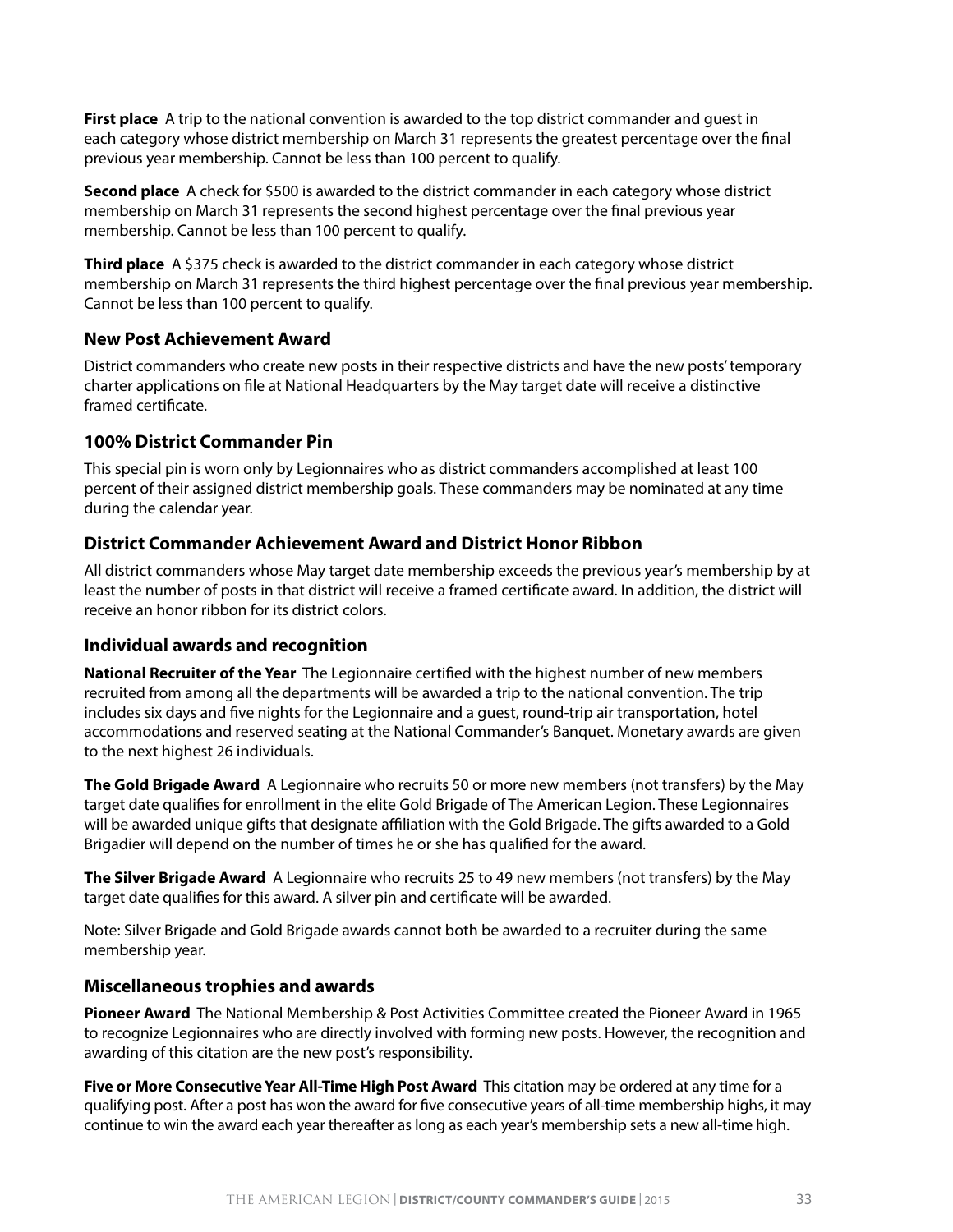**First place** A trip to the national convention is awarded to the top district commander and guest in each category whose district membership on March 31 represents the greatest percentage over the final previous year membership. Cannot be less than 100 percent to qualify.

**Second place** A check for $500 is awarded to the district commander in each category whose district membership on March 31 represents the second highest percentage over the final previous year membership. Cannot be less than 100 percent to qualify.

**Third place** A $375 check is awarded to the district commander in each category whose district membership on March 31 represents the third highest percentage over the final previous year membership. Cannot be less than 100 percent to qualify.

### New Post Achievement Award

District commanders who create new posts in their respective districts and have the new posts' temporary charter applications on file at National Headquarters by the May target date will receive a distinctive framed certificate.

### 100% District Commander Pin

This special pin is worn only by Legionnaires who as district commanders accomplished at least 100 percent of their assigned district membership goals. These commanders may be nominated at any time during the calendar year.

### District Commander Achievement Award and District Honor Ribbon

All district commanders whose May target date membership exceeds the previous year's membership by at least the number of posts in that district will receive a framed certificate award. In addition, the district will receive an honor ribbon for its district colors.

### Individual awards and recognition

**National Recruiter of the Year** The Legionnaire certified with the highest number of new members recruited from among all the departments will be awarded a trip to the national convention. The trip includes six days and five nights for the Legionnaire and a guest, round-trip air transportation, hotel accommodations and reserved seating at the National Commander's Banquet. Monetary awards are given to the next highest 26 individuals.

**The Gold Brigade Award** A Legionnaire who recruits 50 or more new members (not transfers) by the May target date qualifies for enrollment in the elite Gold Brigade of The American Legion. These Legionnaires will be awarded unique gifts that designate affiliation with the Gold Brigade. The gifts awarded to a Gold Brigadier will depend on the number of times he or she has qualified for the award.

**The Silver Brigade Award** A Legionnaire who recruits 25 to 49 new members (not transfers) by the May target date qualifies for this award. A silver pin and certificate will be awarded.

Note: Silver Brigade and Gold Brigade awards cannot both be awarded to a recruiter during the same membership year.

### Miscellaneous trophies and awards

**Pioneer Award** The National Membership & Post Activities Committee created the Pioneer Award in 1965 to recognize Legionnaires who are directly involved with forming new posts. However, the recognition and awarding of this citation are the new post's responsibility.

**Five or More Consecutive Year All-Time High Post Award** This citation may be ordered at any time for a qualifying post. After a post has won the award for five consecutive years of all-time membership highs, it may continue to win the award each year thereafter as long as each year's membership sets a new all-time high.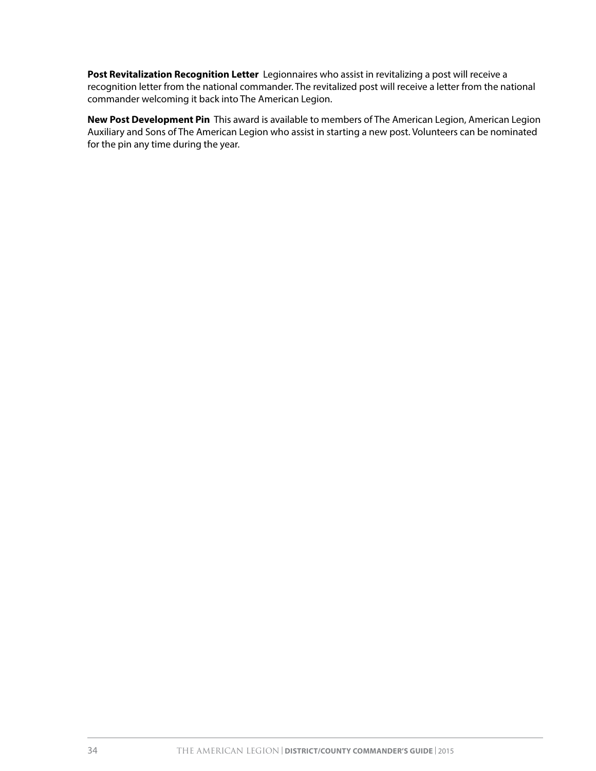**Post Revitalization Recognition Letter** Legionnaires who assist in revitalizing a post will receive a recognition letter from the national commander. The revitalized post will receive a letter from the national commander welcoming it back into The American Legion.

**New Post Development Pin** This award is available to members of The American Legion, American Legion Auxiliary and Sons of The American Legion who assist in starting a new post. Volunteers can be nominated for the pin any time during the year.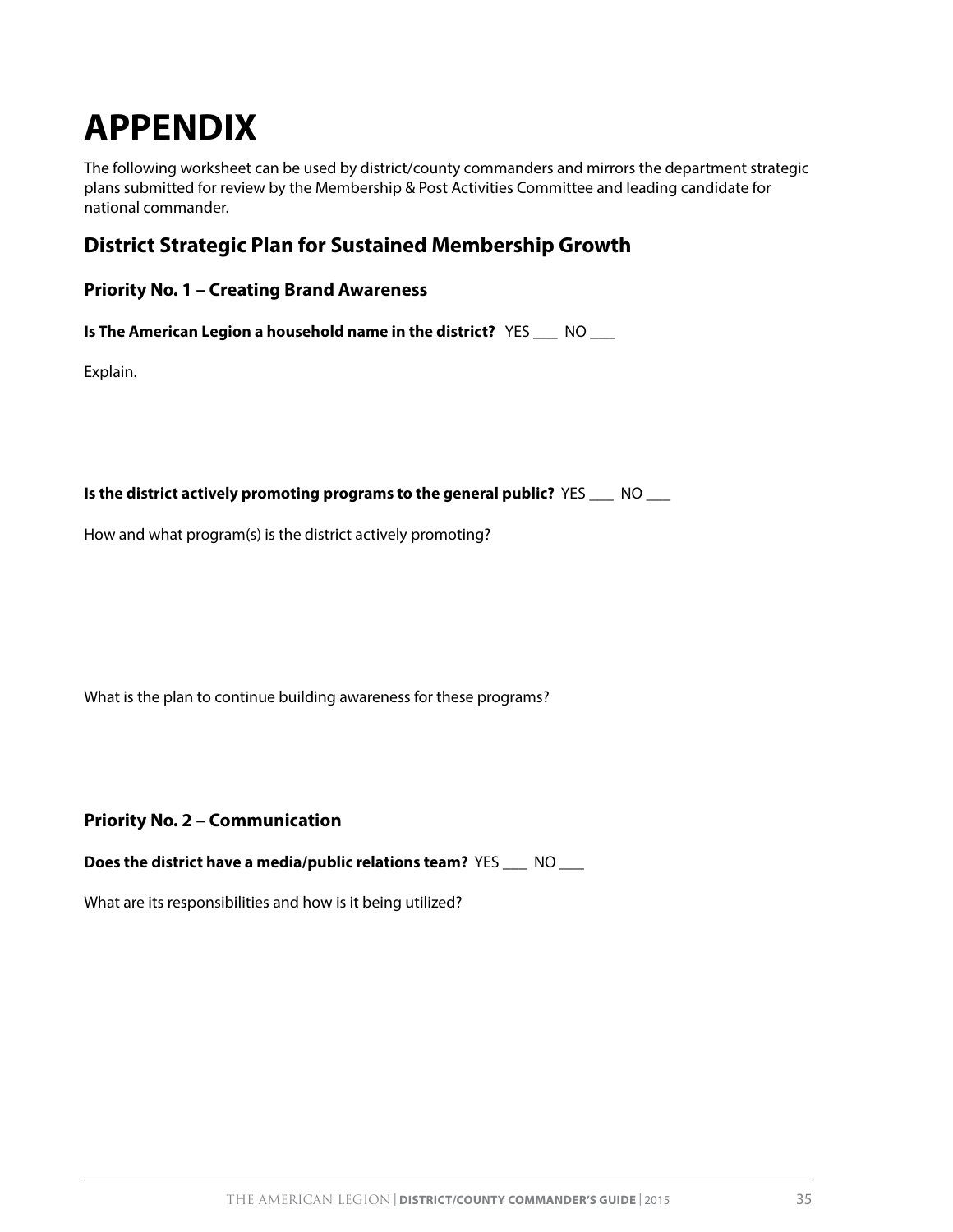# APPENDIX

The following worksheet can be used by district/county commanders and mirrors the department strategic plans submitted for review by the Membership & Post Activities Committee and leading candidate for national commander.

## District Strategic Plan for Sustained Membership Growth

### Priority No. 1 – Creating Brand Awareness

**Is The American Legion a household name in the district?** YES ___ NO ___

Explain.

**Is the district actively promoting programs to the general public?** YES ___ NO ___

How and what program(s) is the district actively promoting?

What is the plan to continue building awareness for these programs?

### Priority No. 2 – Communication

**Does the district have a media/public relations team?** YES ___ NO ___

What are its responsibilities and how is it being utilized?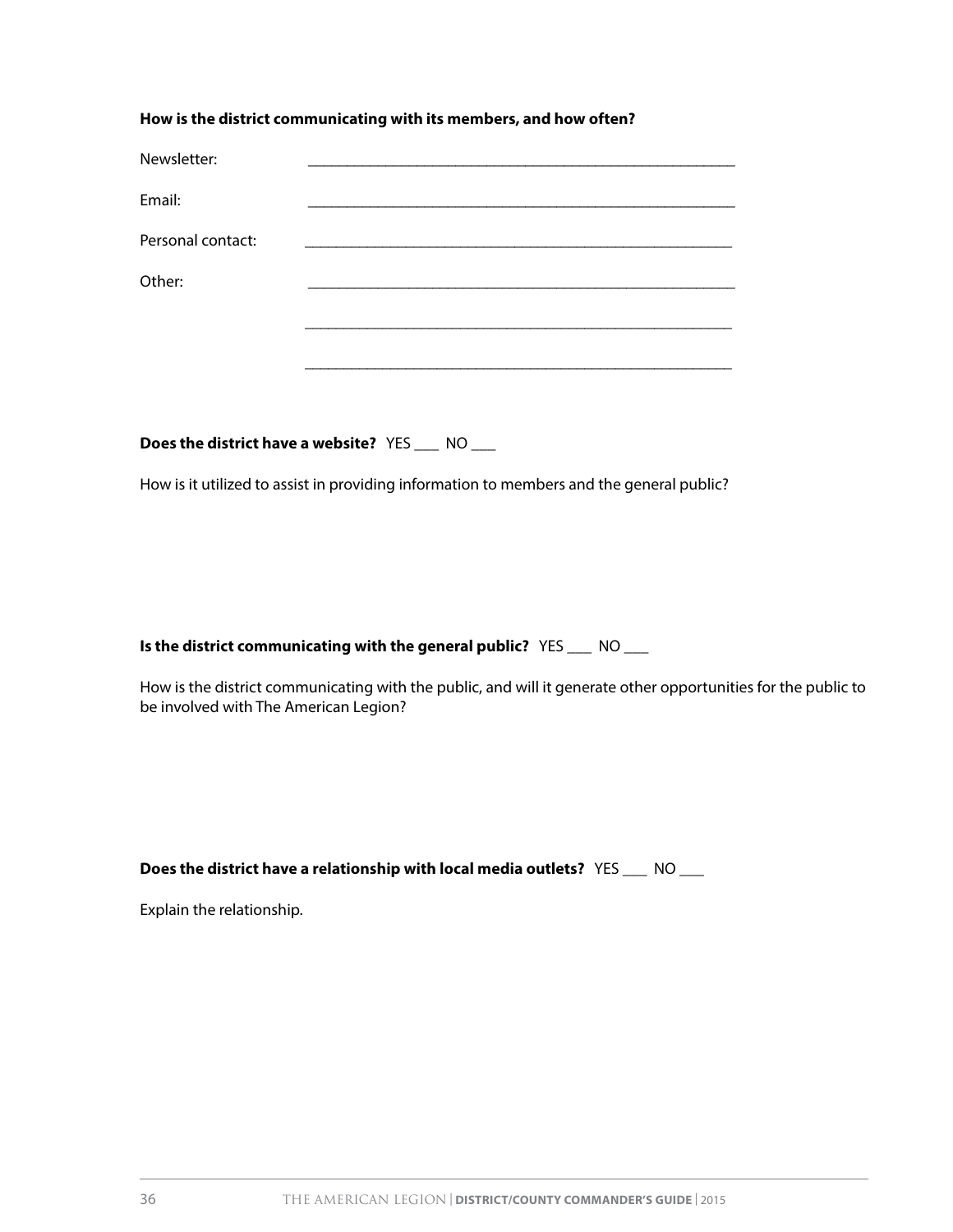**How is the district communicating with its members, and how often?**

Newsletter: ____________________________________________________

Email: ____________________________________________________

Personal contact: ____________________________________________________

Other: ____________________________________________________

____________________________________________________

____________________________________________________

**Does the district have a website?** YES ___ NO ___

How is it utilized to assist in providing information to members and the general public?

**Is the district communicating with the general public?** YES ___ NO ___

How is the district communicating with the public, and will it generate other opportunities for the public to be involved with The American Legion?

**Does the district have a relationship with local media outlets?** YES ___ NO ___

Explain the relationship.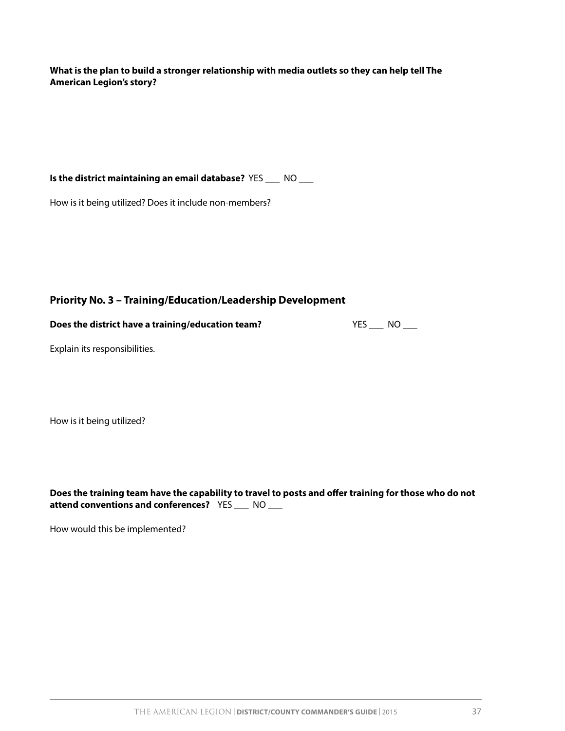**What is the plan to build a stronger relationship with media outlets so they can help tell The American Legion's story?**

**Is the district maintaining an email database?** YES ___ NO ___

How is it being utilized? Does it include non-members?

## Priority No. 3 – Training/Education/Leadership Development

**Does the district have a training/education team?** YES ___ NO ___

Explain its responsibilities.

How is it being utilized?

**Does the training team have the capability to travel to posts and offer training for those who do not attend conventions and conferences?** YES ___ NO ___

How would this be implemented?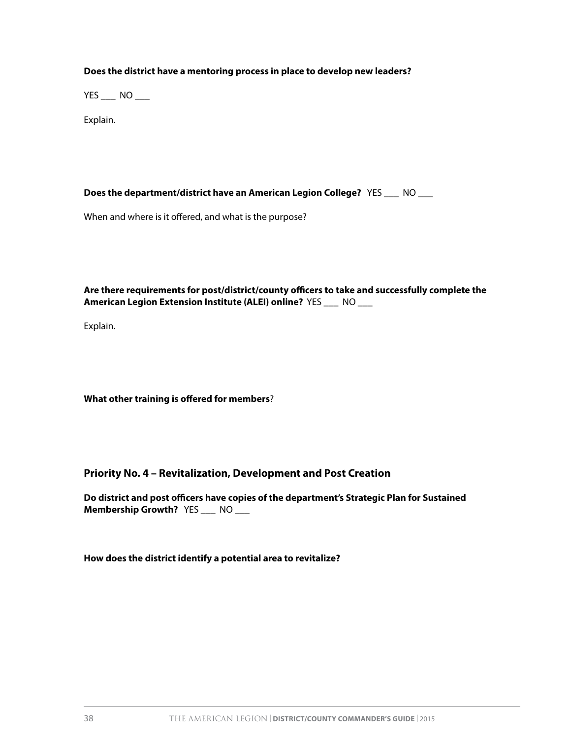**Does the district have a mentoring process in place to develop new leaders?**

YES ___ NO ___

Explain.

**Does the department/district have an American Legion College?** YES ___ NO ___

When and where is it offered, and what is the purpose?

**Are there requirements for post/district/county officers to take and successfully complete the American Legion Extension Institute (ALEI) online?** YES ___ NO ___

Explain.

**What other training is offered for members**?

## Priority No. 4 – Revitalization, Development and Post Creation

**Do district and post officers have copies of the department's Strategic Plan for Sustained Membership Growth?** YES ___ NO ___

**How does the district identify a potential area to revitalize?**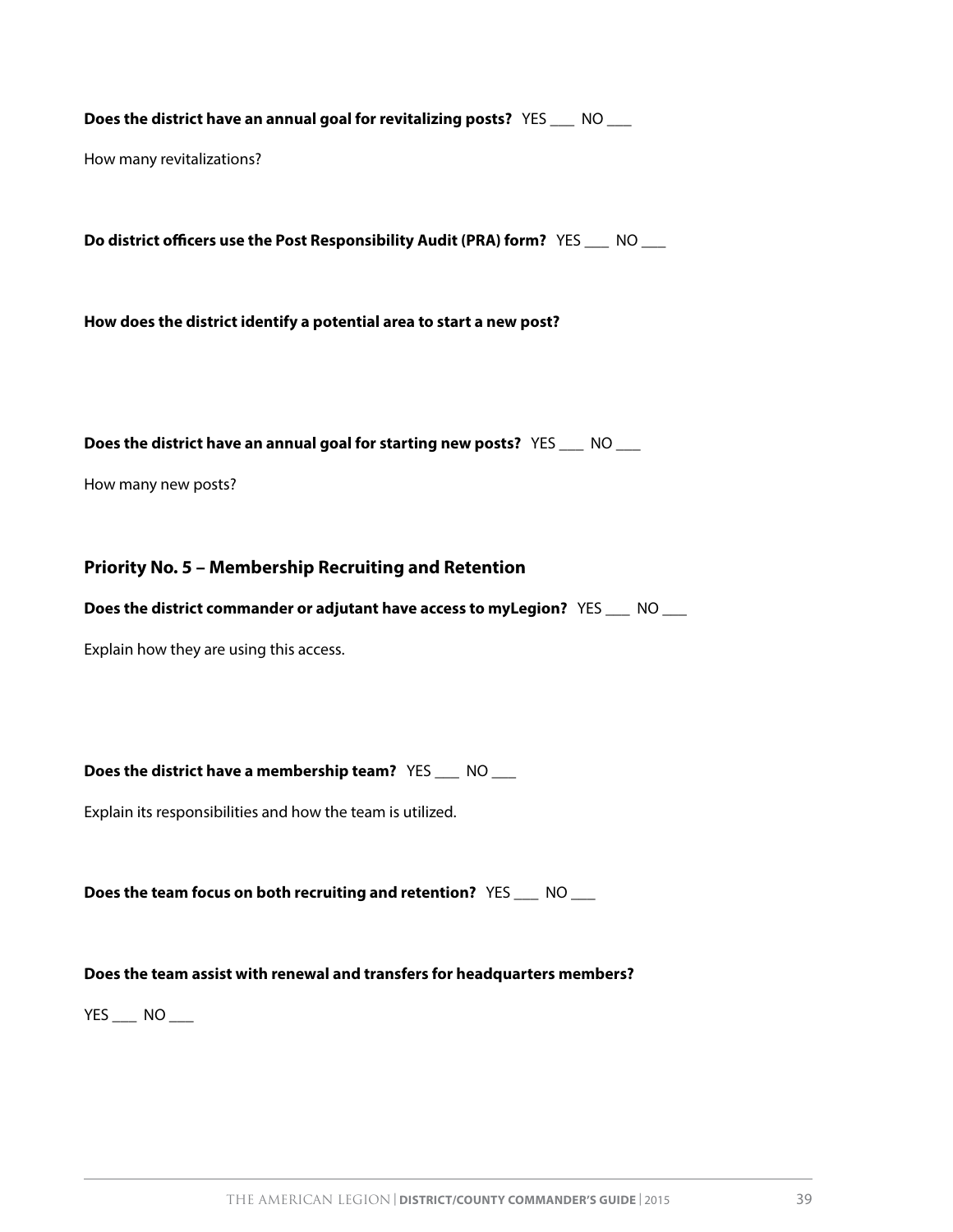**Does the district have an annual goal for revitalizing posts?** YES ___ NO ___

How many revitalizations?

**Do district officers use the Post Responsibility Audit (PRA) form?** YES ___ NO ___

**How does the district identify a potential area to start a new post?**

**Does the district have an annual goal for starting new posts?** YES ___ NO ___

How many new posts?

### Priority No. 5 – Membership Recruiting and Retention

**Does the district commander or adjutant have access to myLegion?** YES ___ NO ___

Explain how they are using this access.

**Does the district have a membership team?** YES ___ NO ___

Explain its responsibilities and how the team is utilized.

**Does the team focus on both recruiting and retention?** YES ___ NO ___

**Does the team assist with renewal and transfers for headquarters members?**

YES ___ NO ___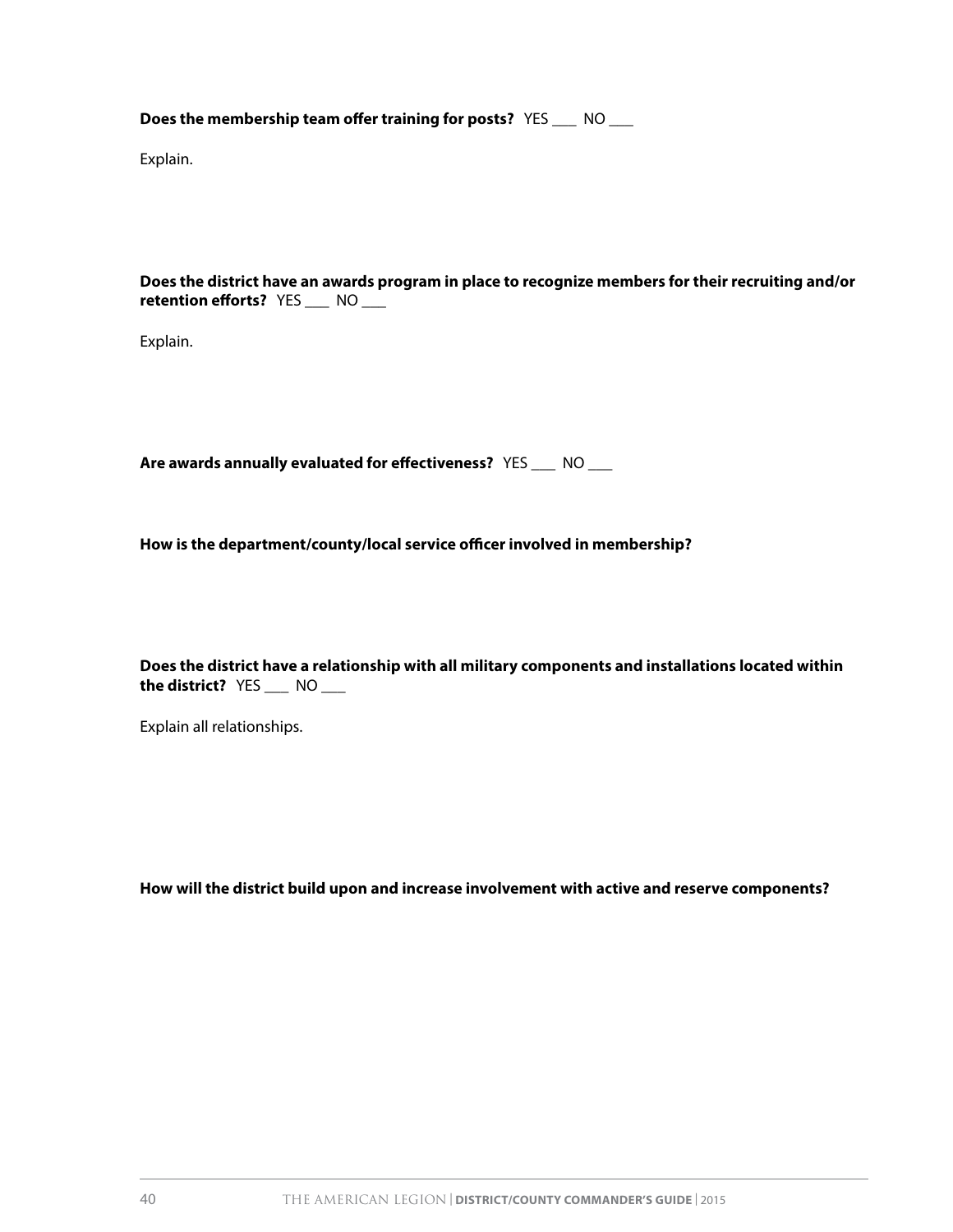**Does the membership team offer training for posts?** YES ___ NO ___

Explain.

**Does the district have an awards program in place to recognize members for their recruiting and/or retention efforts?** YES ___ NO ___

Explain.

**Are awards annually evaluated for effectiveness?** YES ___ NO ___

**How is the department/county/local service officer involved in membership?**

**Does the district have a relationship with all military components and installations located within the district?** YES ___ NO ___

Explain all relationships.

**How will the district build upon and increase involvement with active and reserve components?**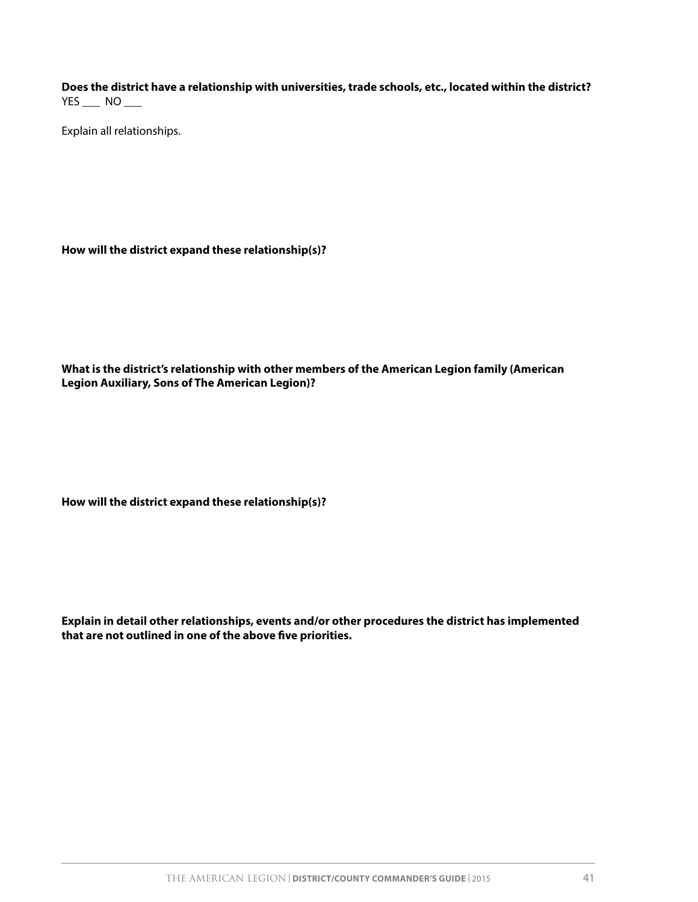**Does the district have a relationship with universities, trade schools, etc., located within the district?**
YES ___ NO ___

Explain all relationships.

**How will the district expand these relationship(s)?**

**What is the district's relationship with other members of the American Legion family (American Legion Auxiliary, Sons of The American Legion)?**

**How will the district expand these relationship(s)?**

**Explain in detail other relationships, events and/or other procedures the district has implemented that are not outlined in one of the above five priorities.**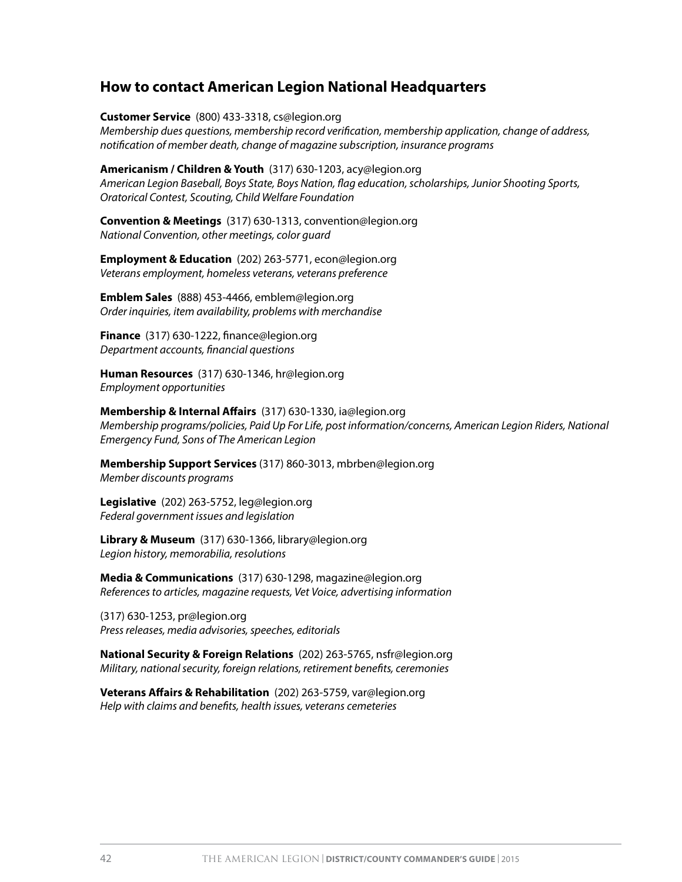## How to contact American Legion National Headquarters

**Customer Service** (800) 433-3318, cs@legion.org
*Membership dues questions, membership record verification, membership application, change of address, notification of member death, change of magazine subscription, insurance programs*

**Americanism / Children & Youth** (317) 630-1203, acy@legion.org
*American Legion Baseball, Boys State, Boys Nation, flag education, scholarships, Junior Shooting Sports, Oratorical Contest, Scouting, Child Welfare Foundation*

**Convention & Meetings** (317) 630-1313, convention@legion.org
*National Convention, other meetings, color guard*

**Employment & Education** (202) 263-5771, econ@legion.org
*Veterans employment, homeless veterans, veterans preference*

**Emblem Sales** (888) 453-4466, emblem@legion.org
*Order inquiries, item availability, problems with merchandise*

**Finance** (317) 630-1222, finance@legion.org
*Department accounts, financial questions*

**Human Resources** (317) 630-1346, hr@legion.org
*Employment opportunities*

**Membership & Internal Affairs** (317) 630-1330, ia@legion.org
*Membership programs/policies, Paid Up For Life, post information/concerns, American Legion Riders, National Emergency Fund, Sons of The American Legion*

**Membership Support Services** (317) 860-3013, mbrben@legion.org
*Member discounts programs*

**Legislative** (202) 263-5752, leg@legion.org
*Federal government issues and legislation*

**Library & Museum** (317) 630-1366, library@legion.org
*Legion history, memorabilia, resolutions*

**Media & Communications** (317) 630-1298, magazine@legion.org
*References to articles, magazine requests, Vet Voice, advertising information*

(317) 630-1253, pr@legion.org
*Press releases, media advisories, speeches, editorials*

**National Security & Foreign Relations** (202) 263-5765, nsfr@legion.org
*Military, national security, foreign relations, retirement benefits, ceremonies*

**Veterans Affairs & Rehabilitation** (202) 263-5759, var@legion.org
*Help with claims and benefits, health issues, veterans cemeteries*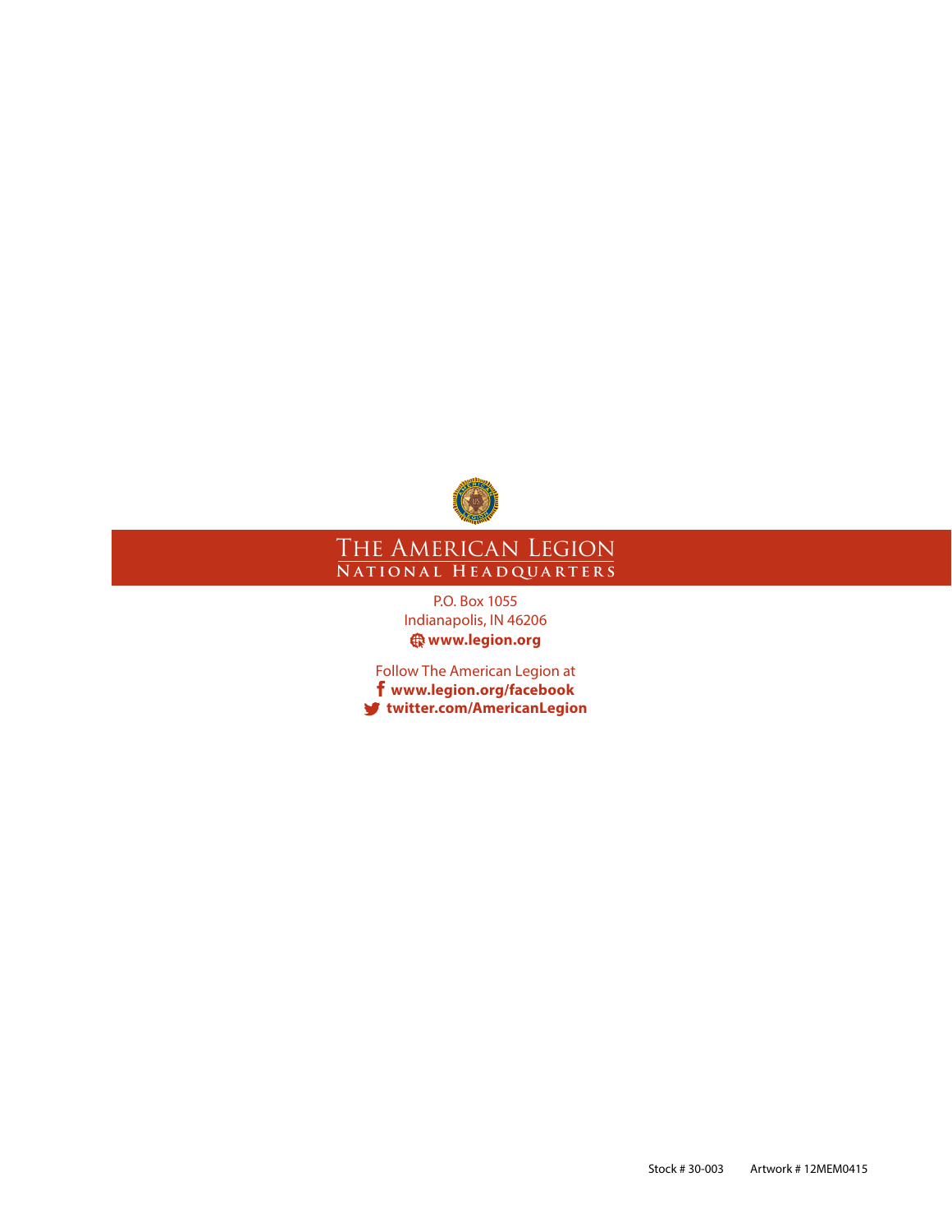# The American Legion
## National Headquarters

P.O. Box 1055
Indianapolis, IN 46206
**www.legion.org**

Follow The American Legion at
**www.legion.org/facebook**
**twitter.com/AmericanLegion**

Stock # 30-003 Artwork # 12MEM0415